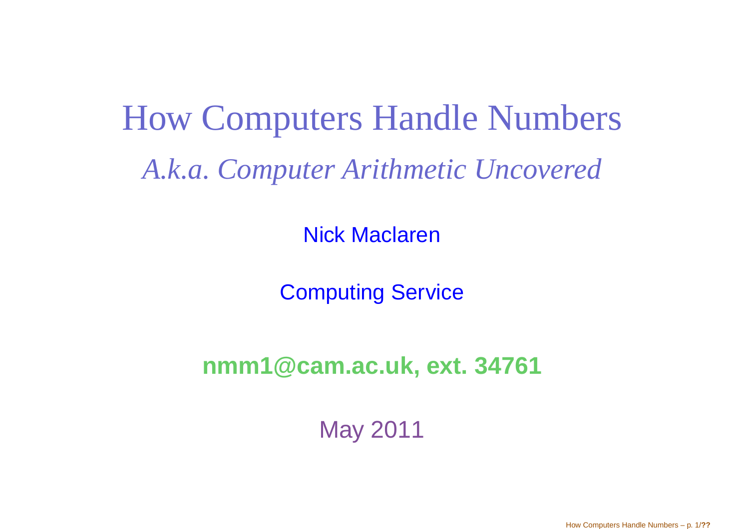# How Computers Handle Numbers

*A.k.a. Computer Arithmetic Uncovered*

Nick Maclaren

Computing Service

**nmm1@cam.ac.uk, ext. 34761**

May 2011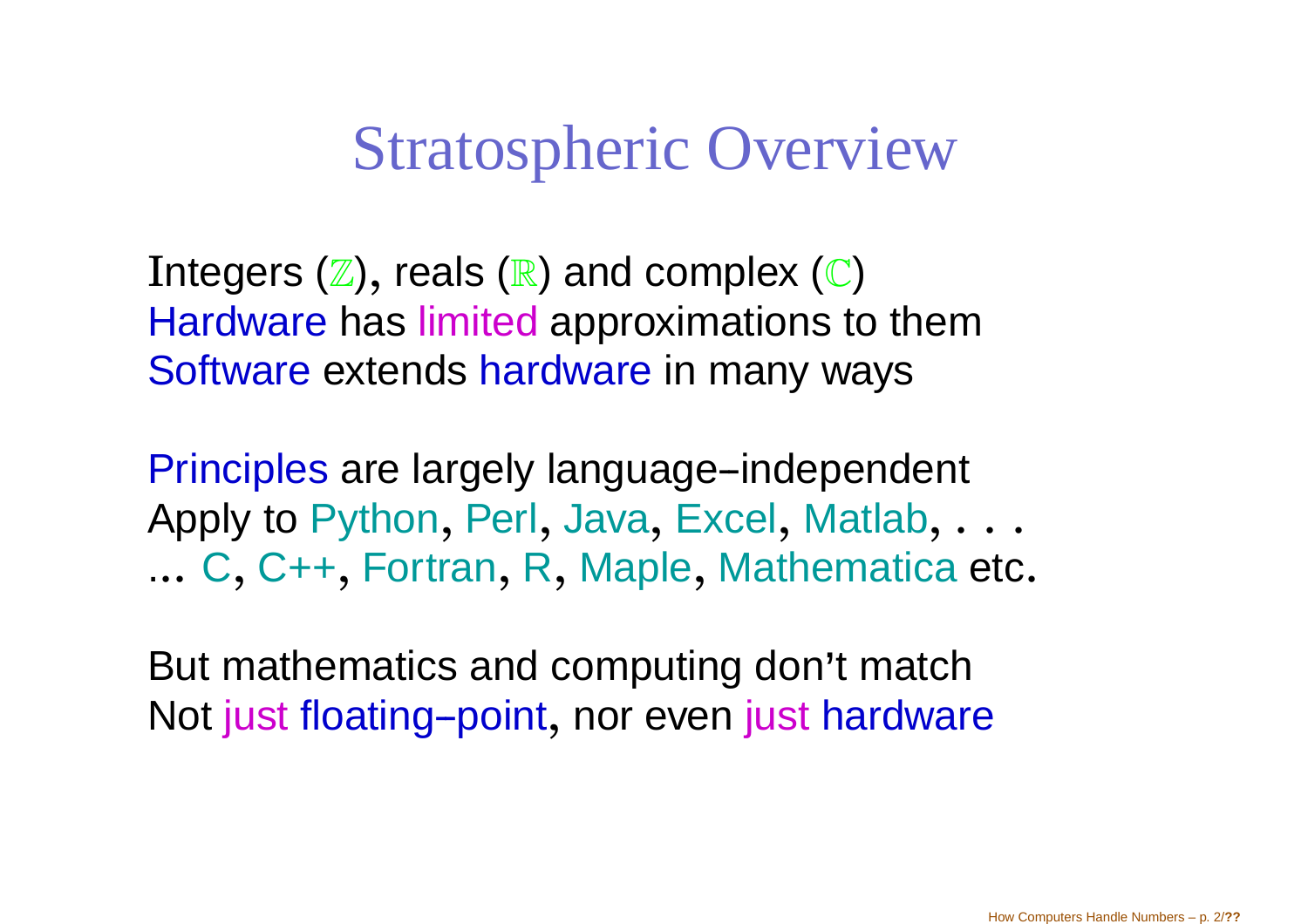# Stratospheric Overview

Integers ($\mathbb{Z}$), reals ($\mathbb{R}$) and complex ($\mathbb{C}$)
Hardware has limited approximations to them
Software extends hardware in many ways

Principles are largely language–independent
Apply to Python, Perl, Java, Excel, Matlab, . . .
... C, C++, Fortran, R, Maple, Mathematica etc.

But mathematics and computing don't match
Not just floating–point, nor even just hardware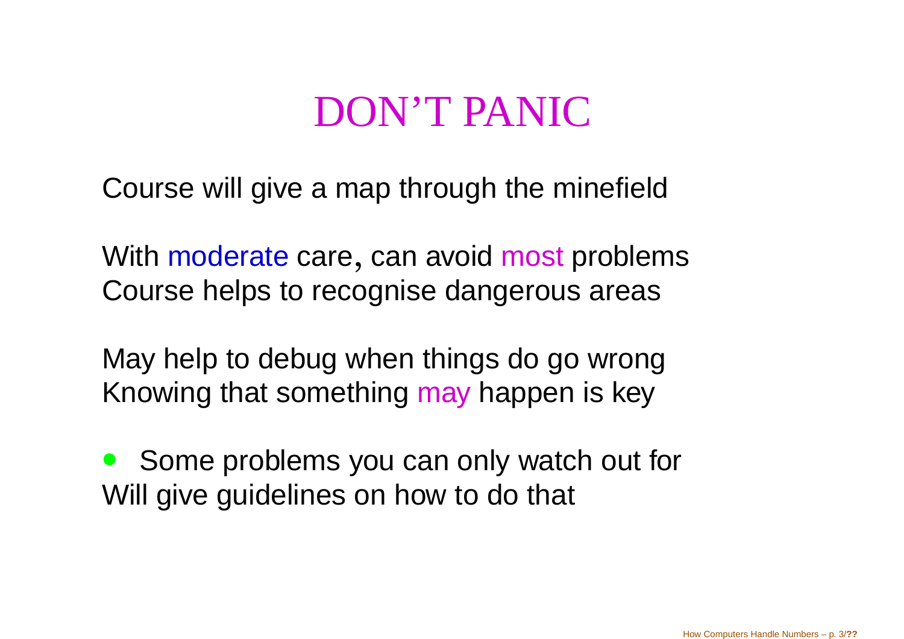# DON'T PANIC

Course will give a map through the minefield

With moderate care, can avoid most problems
Course helps to recognise dangerous areas

May help to debug when things do go wrong
Knowing that something may happen is key

- Some problems you can only watch out for

Will give guidelines on how to do that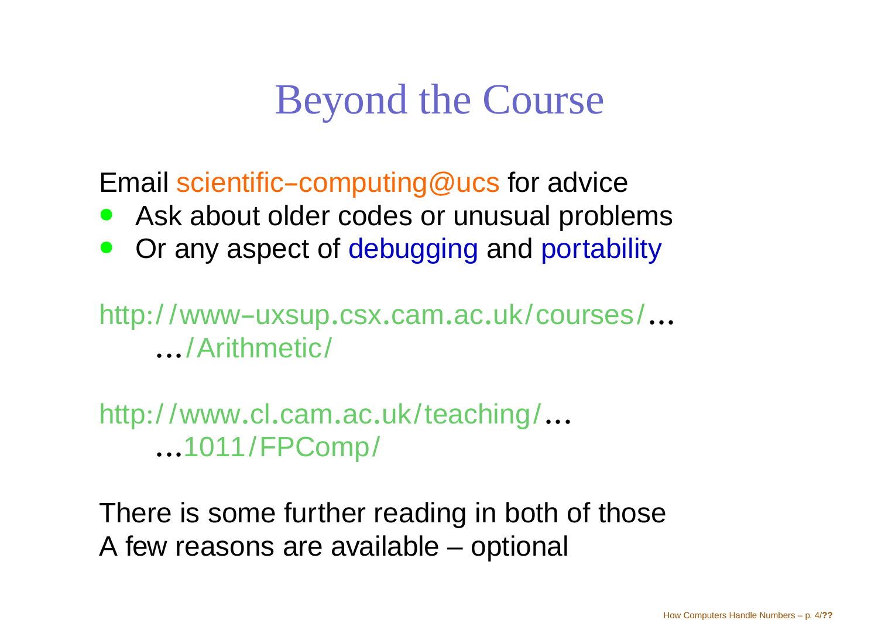# Beyond the Course

Email scientific–computing@ucs for advice

- Ask about older codes or unusual problems
- Or any aspect of debugging and portability

http://www–uxsup.csx.cam.ac.uk/courses/...
...../Arithmetic/

http://www.cl.cam.ac.uk/teaching/...
...1011/FPComp/

There is some further reading in both of those
A few reasons are available – optional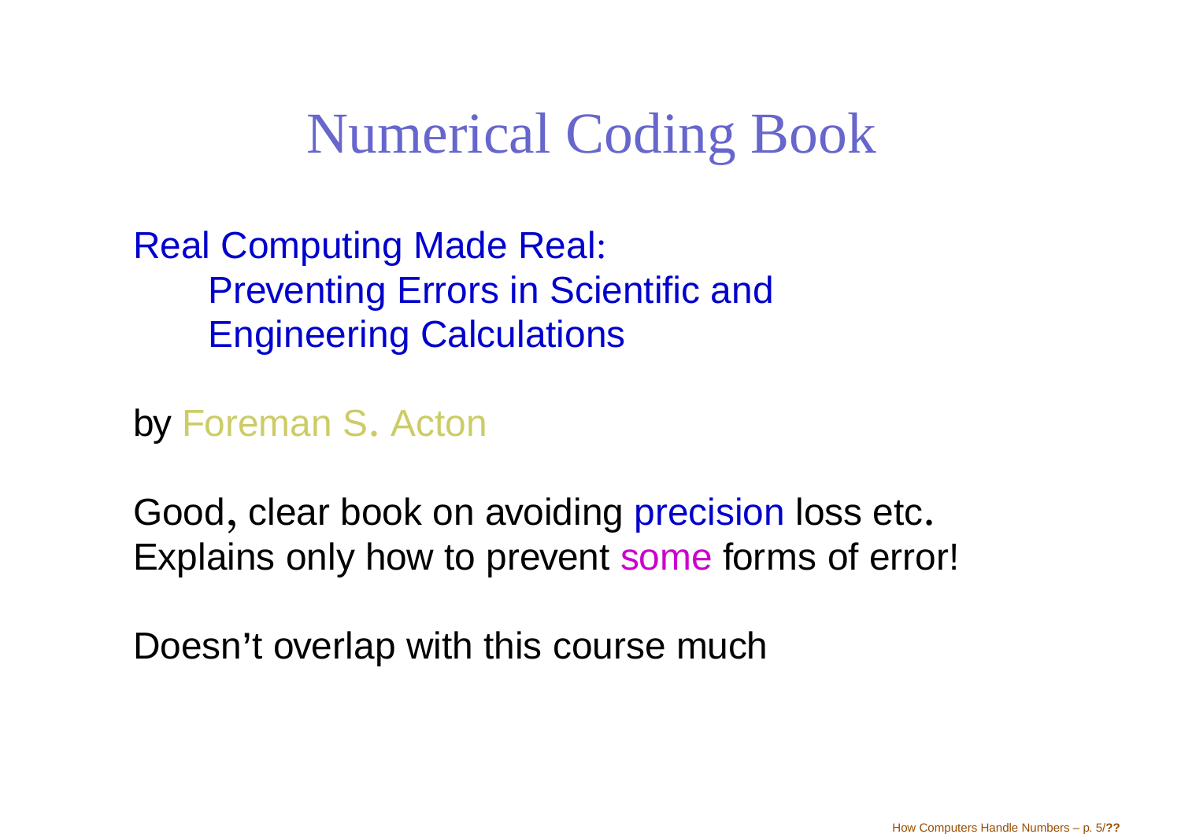# Numerical Coding Book

Real Computing Made Real:
Preventing Errors in Scientific and Engineering Calculations

by Foreman S. Acton

Good, clear book on avoiding precision loss etc.
Explains only how to prevent some forms of error!

Doesn't overlap with this course much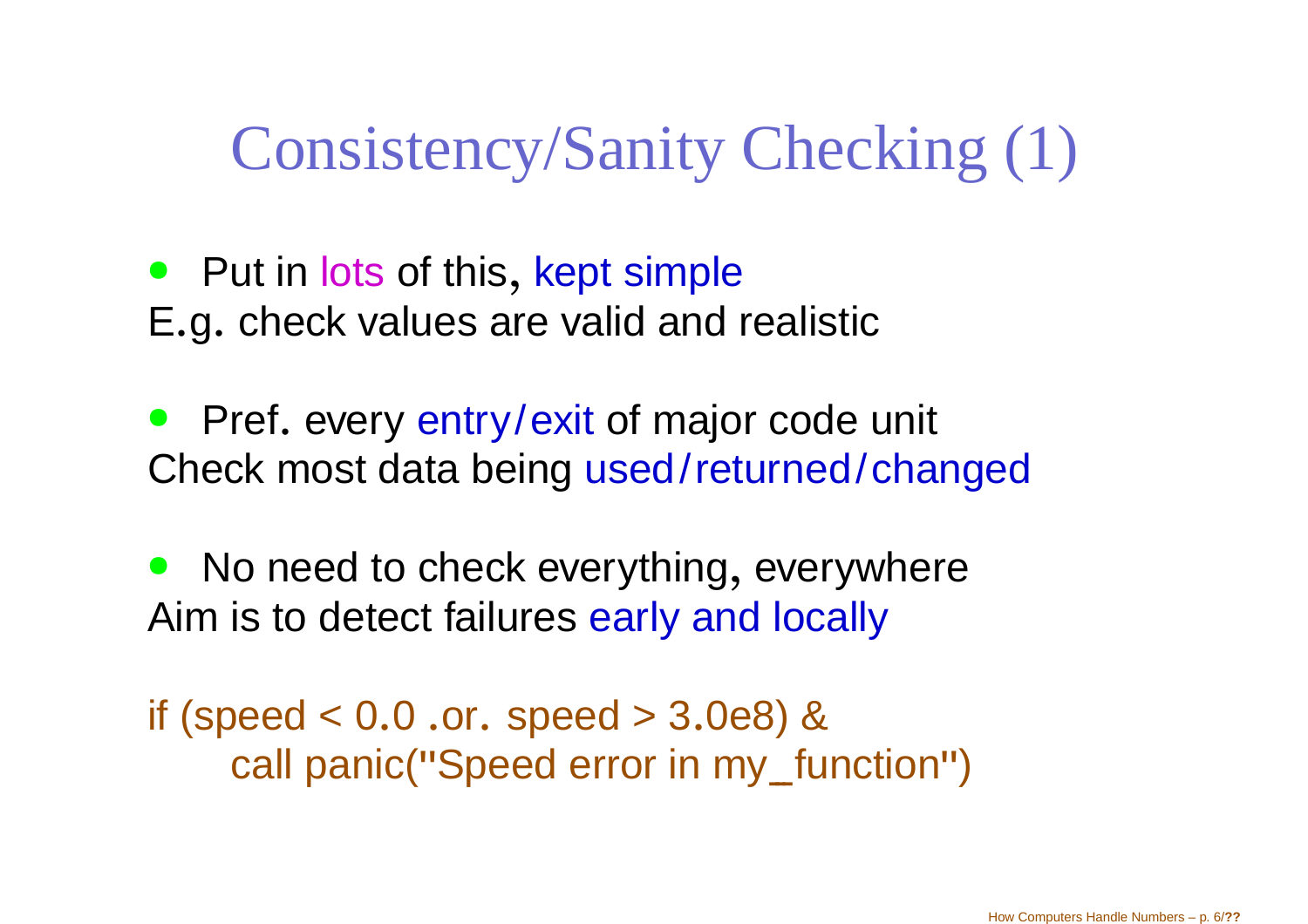# Consistency/Sanity Checking (1)

- Put in lots of this, kept simple
  E.g. check values are valid and realistic

- Pref. every entry/exit of major code unit
  Check most data being used/returned/changed

- No need to check everything, everywhere
  Aim is to detect failures early and locally

```
if (speed < 0.0 .or. speed > 3.0e8) &
    call panic("Speed error in my_function")
```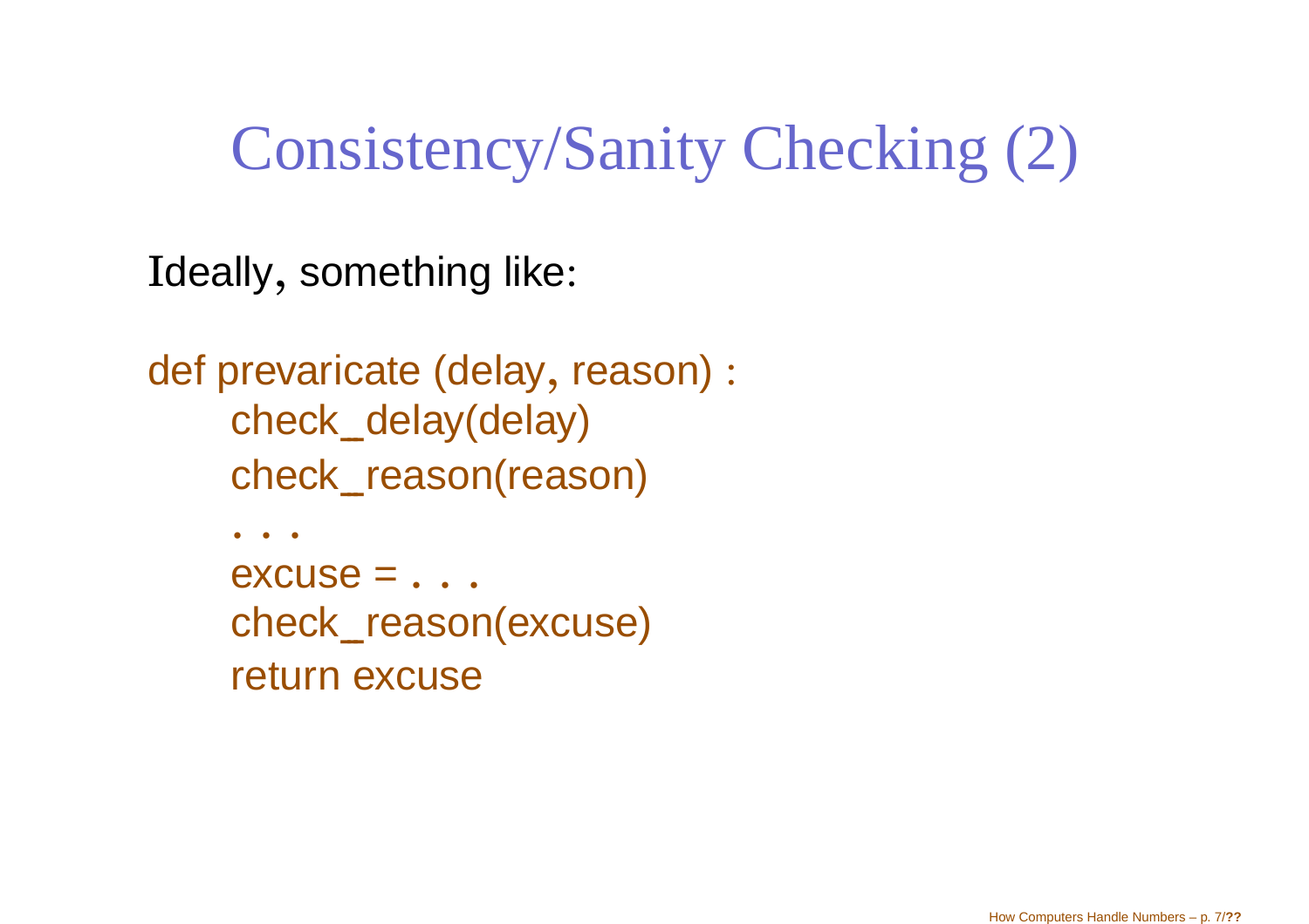# Consistency/Sanity Checking (2)

Ideally, something like:

```
def prevaricate (delay, reason) :
    check_delay(delay)
    check_reason(reason)
    . . .
    excuse = . . .
    check_reason(excuse)
    return excuse
```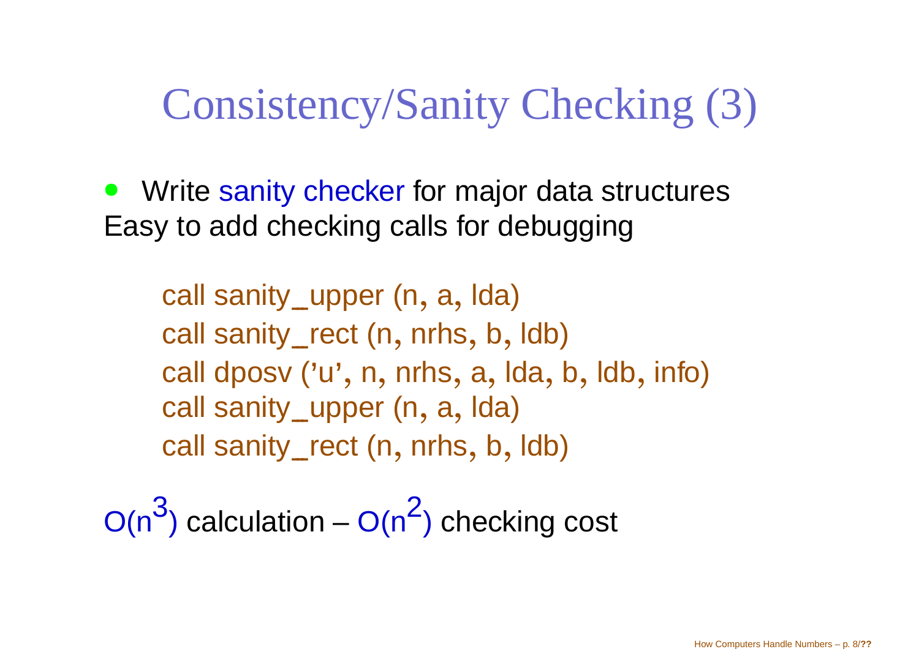# Consistency/Sanity Checking (3)

- Write sanity checker for major data structures

Easy to add checking calls for debugging

```
call sanity_upper (n, a, lda)
call sanity_rect (n, nrhs, b, ldb)
call dposv ('u', n, nrhs, a, lda, b, ldb, info)
call sanity_upper (n, a, lda)
call sanity_rect (n, nrhs, b, ldb)
```

$O(n^3)$ calculation – $O(n^2)$ checking cost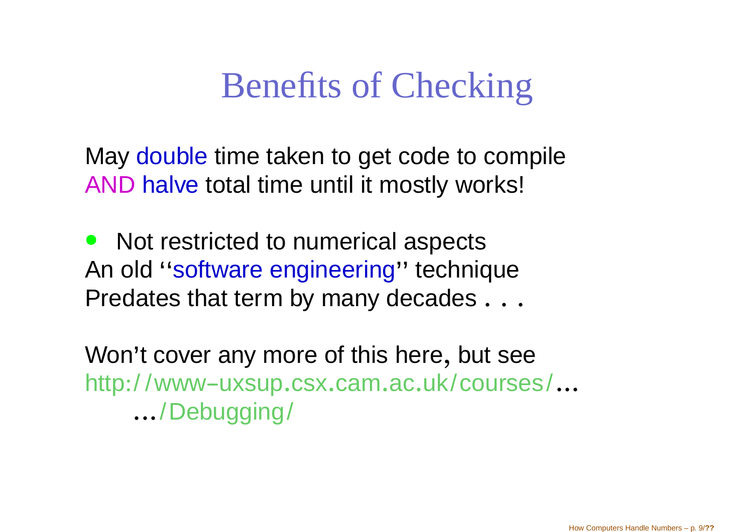# Benefits of Checking

May double time taken to get code to compile
AND halve total time until it mostly works!

- Not restricted to numerical aspects

An old ''software engineering'' technique
Predates that term by many decades . . .

Won't cover any more of this here, but see
http://www-uxsup.csx.cam.ac.uk/courses/...
...../Debugging/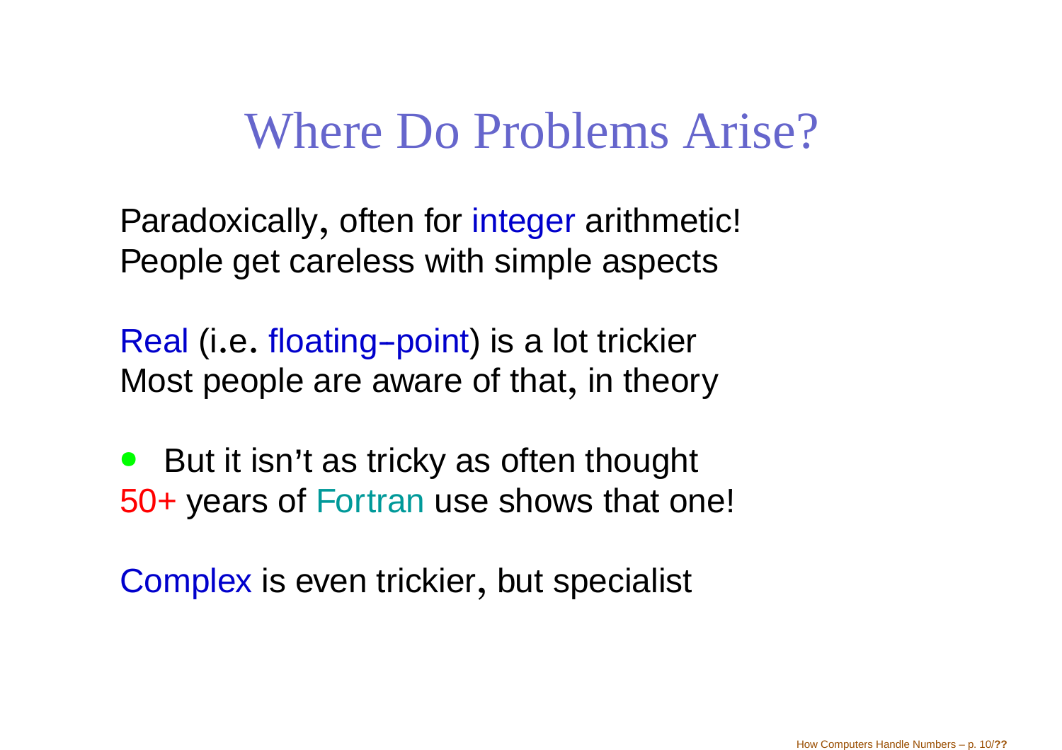# Where Do Problems Arise?

Paradoxically, often for integer arithmetic!
People get careless with simple aspects

Real (i.e. floating–point) is a lot trickier
Most people are aware of that, in theory

- But it isn't as tricky as often thought

50+ years of Fortran use shows that one!

Complex is even trickier, but specialist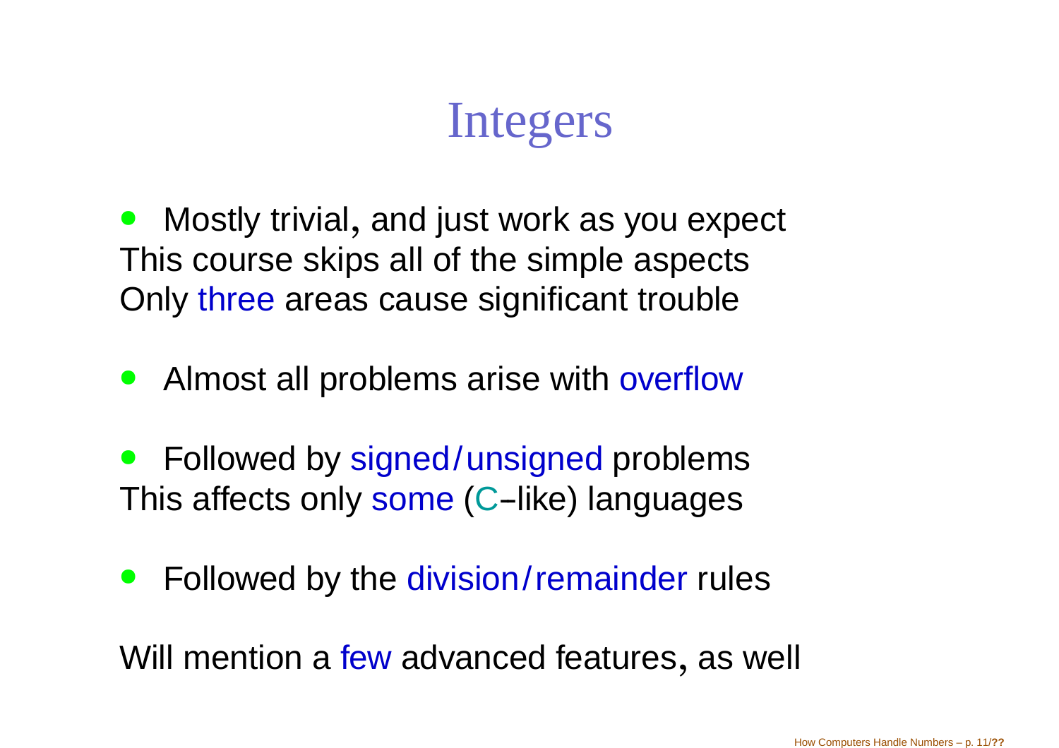# Integers

- Mostly trivial, and just work as you expect

This course skips all of the simple aspects
Only three areas cause significant trouble

- Almost all problems arise with overflow

- Followed by signed/unsigned problems

This affects only some (C–like) languages

- Followed by the division/remainder rules

Will mention a few advanced features, as well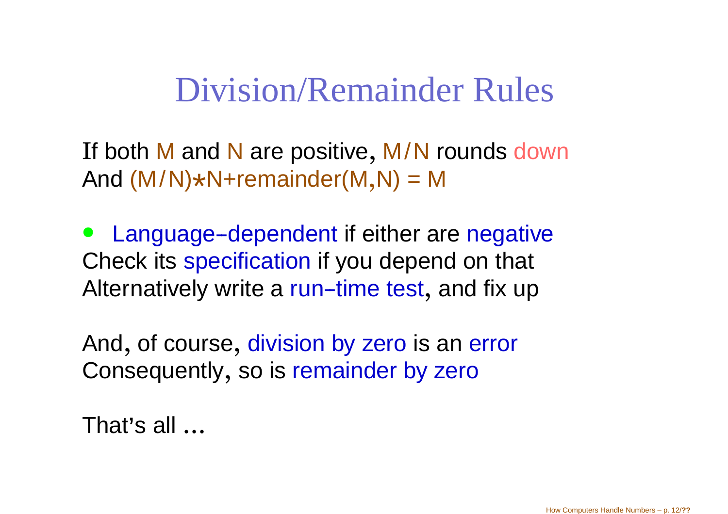# Division/Remainder Rules

If both M and N are positive, M/N rounds down
And (M/N)*N+remainder(M,N) = M

- Language–dependent if either are negative

Check its specification if you depend on that
Alternatively write a run–time test, and fix up

And, of course, division by zero is an error
Consequently, so is remainder by zero

That's all ...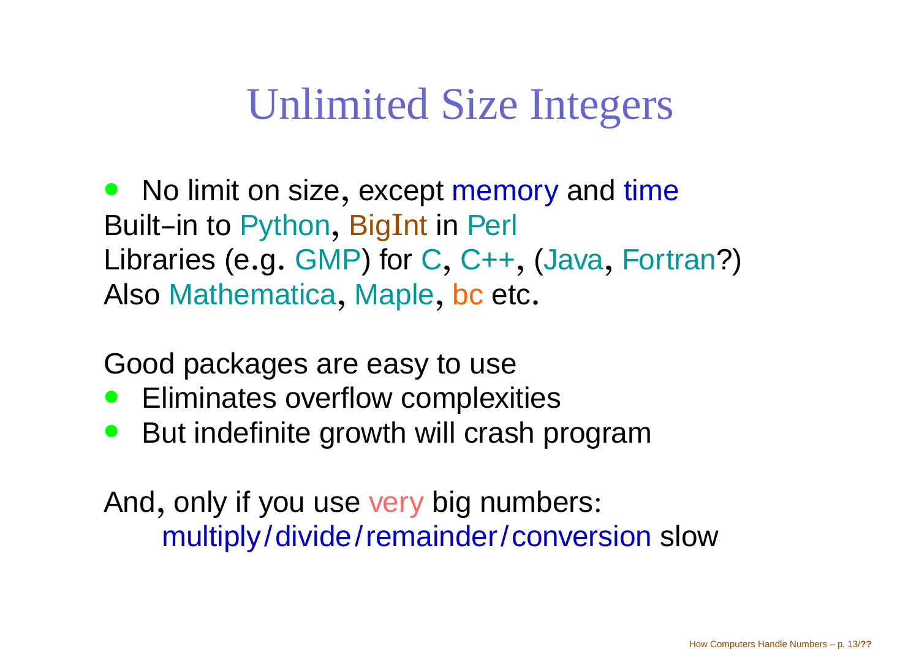# Unlimited Size Integers

- No limit on size, except memory and time

Built–in to Python, BigInt in Perl
Libraries (e.g. GMP) for C, C++, (Java, Fortran?)
Also Mathematica, Maple, bc etc.

Good packages are easy to use

- Eliminates overflow complexities
- But indefinite growth will crash program

And, only if you use very big numbers:
multiply/divide/remainder/conversion slow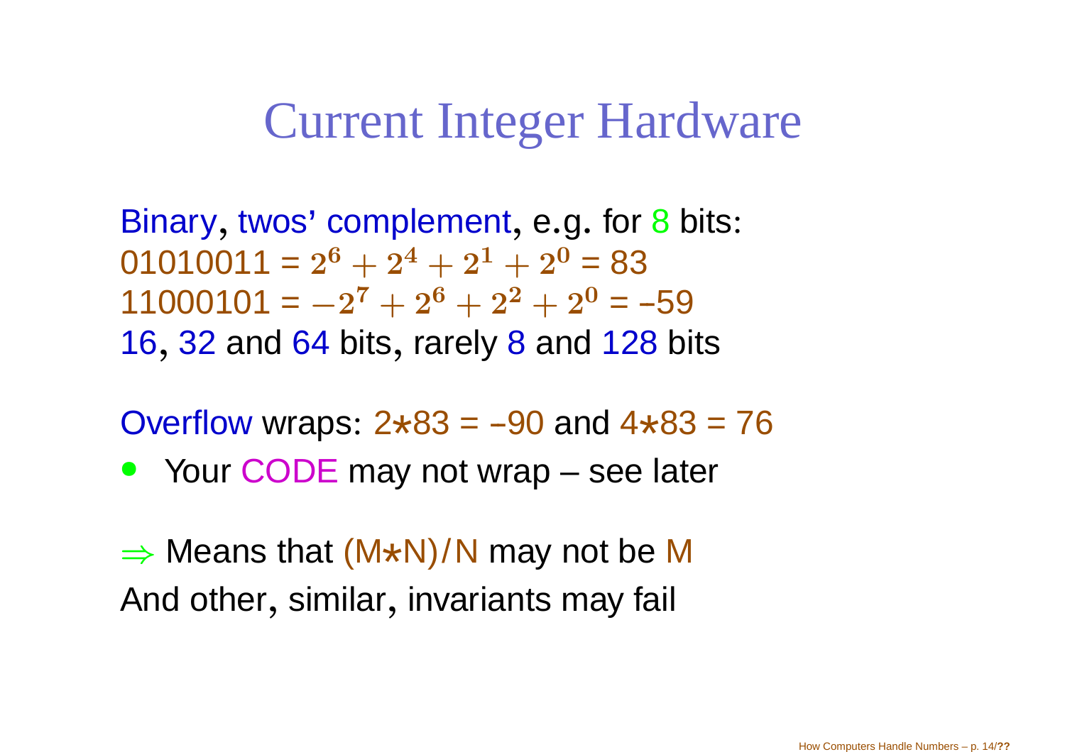# Current Integer Hardware

Binary, twos' complement, e.g. for 8 bits:
01010011 = $2^6 + 2^4 + 2^1 + 2^0$ = 83
11000101 = $-2^7 + 2^6 + 2^2 + 2^0$ = –59
16, 32 and 64 bits, rarely 8 and 128 bits

Overflow wraps: 2∗83 = –90 and 4∗83 = 76

- Your CODE may not wrap – see later

$\Rightarrow$ Means that (M∗N)/N may not be M
And other, similar, invariants may fail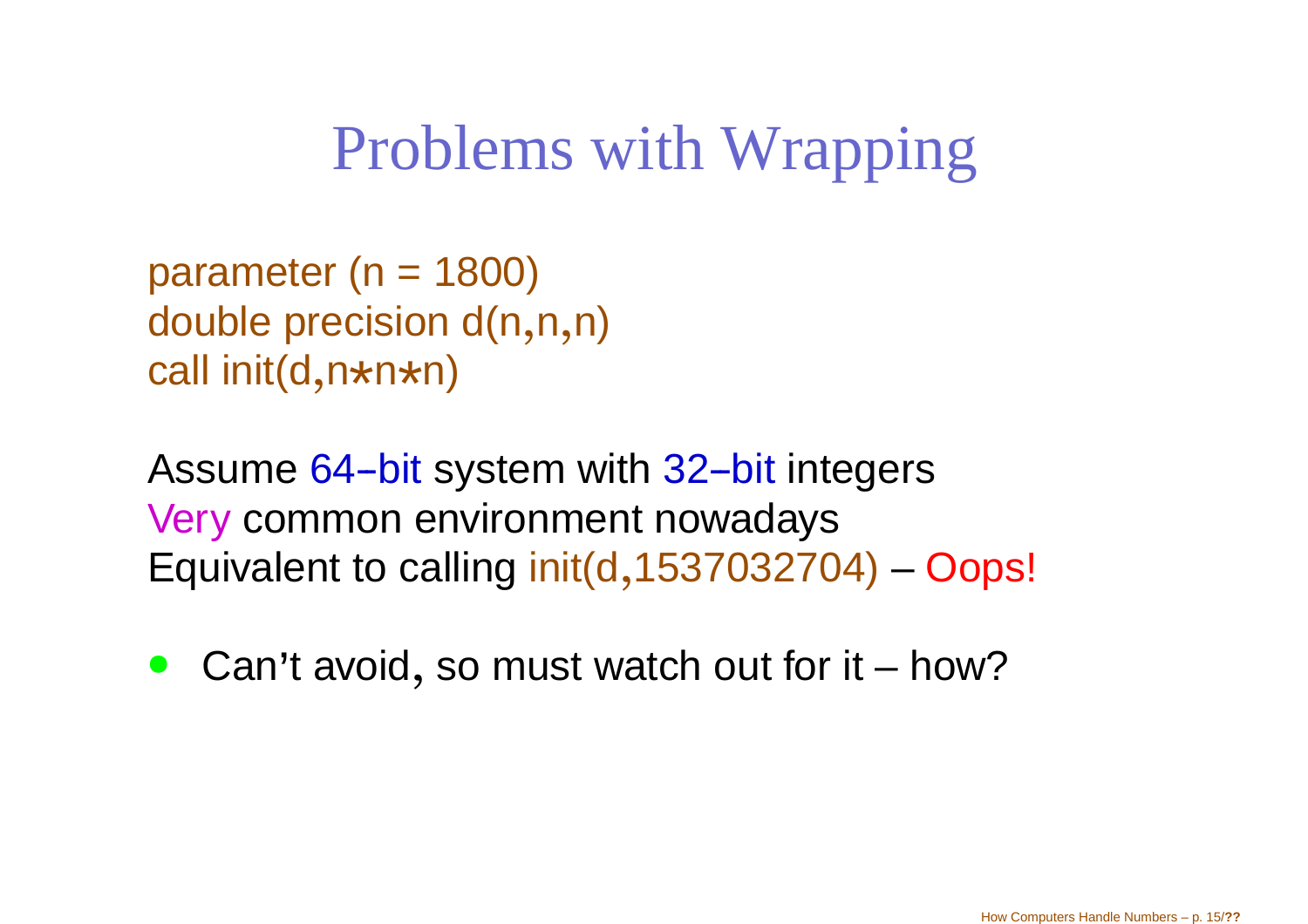# Problems with Wrapping

```
parameter (n = 1800)
double precision d(n,n,n)
call init(d,n*n*n)
```

Assume 64–bit system with 32–bit integers
Very common environment nowadays
Equivalent to calling init(d,1537032704) – Oops!

- Can't avoid, so must watch out for it – how?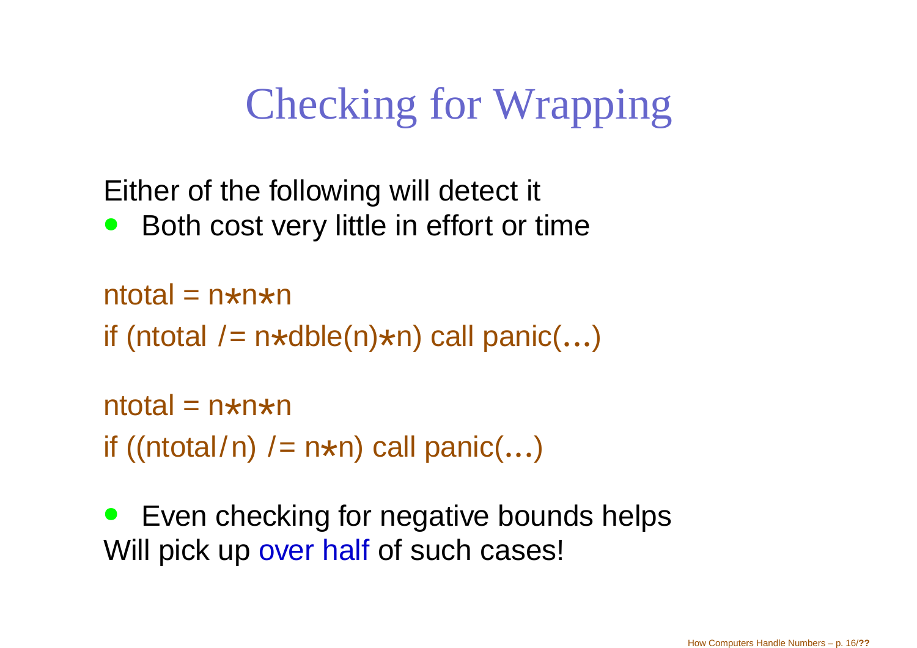# Checking for Wrapping

Either of the following will detect it

- Both cost very little in effort or time

```
ntotal = n*n*n
if (ntotal /= n*dble(n)*n) call panic(...)
```

```
ntotal = n*n*n
if ((ntotal/n) /= n*n) call panic(...)
```

- Even checking for negative bounds helps

Will pick up over half of such cases!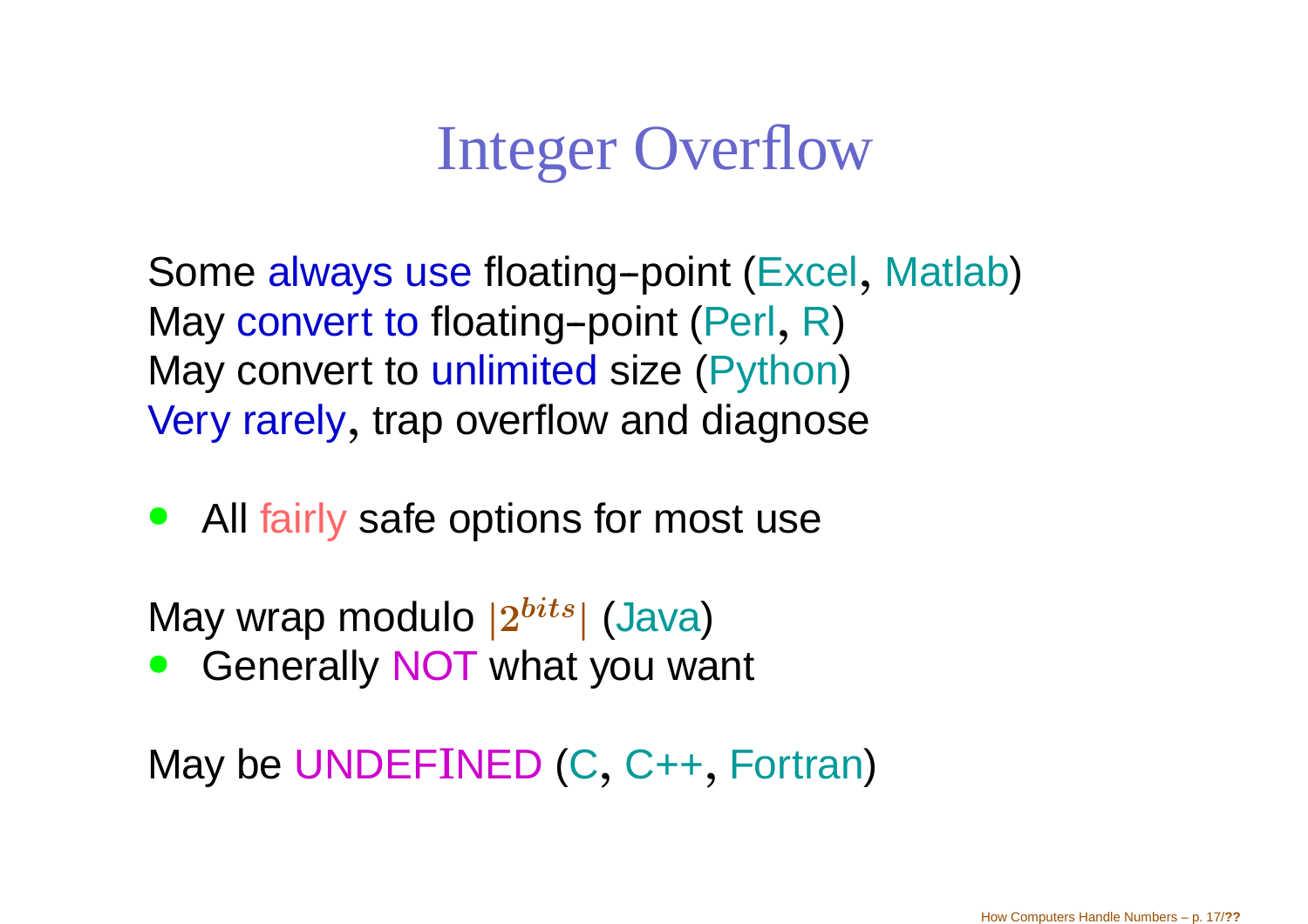# Integer Overflow

Some always use floating–point (Excel, Matlab)
May convert to floating–point (Perl, R)
May convert to unlimited size (Python)
Very rarely, trap overflow and diagnose

- All fairly safe options for most use

May wrap modulo $|2^{bits}|$ (Java)

- Generally NOT what you want

May be UNDEFINED (C, C++, Fortran)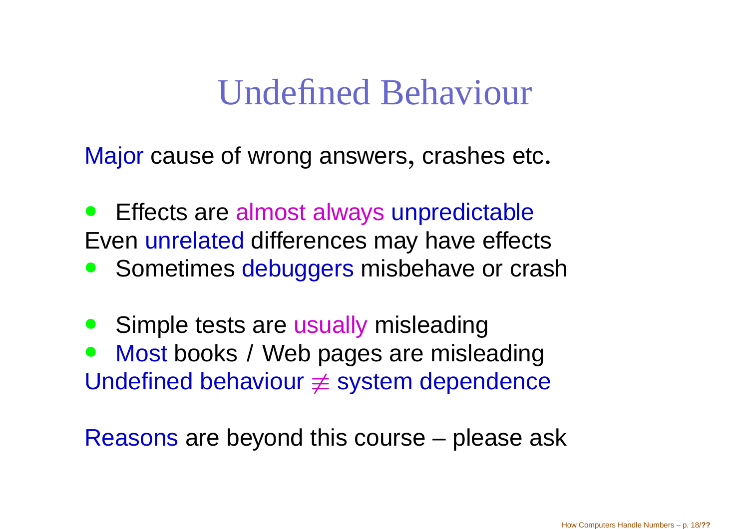# Undefined Behaviour

Major cause of wrong answers, crashes etc.

- Effects are almost always unpredictable

Even unrelated differences may have effects

- Sometimes debuggers misbehave or crash

- Simple tests are usually misleading
- Most books / Web pages are misleading

Undefined behaviour $\neq$ system dependence

Reasons are beyond this course – please ask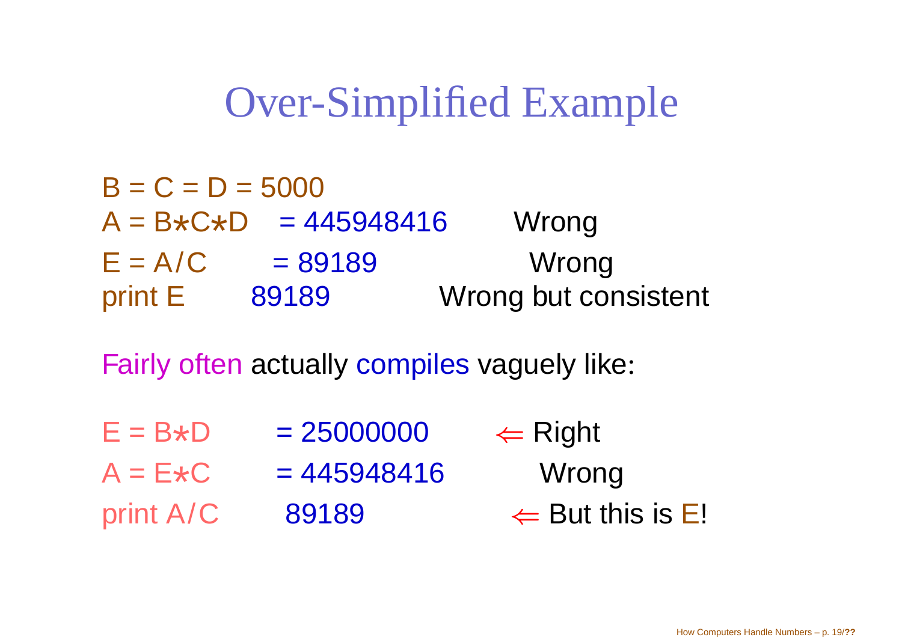# Over-Simplified Example

| | | |
|---|---|---|
| B = C = D = 5000 | | |
| A = B*C*D | = 445948416 | Wrong |
| E = A/C | = 89189 | Wrong |
| print E | 89189 | Wrong but consistent |

Fairly often actually compiles vaguely like:

| | | |
|---|---|---|
| E = B*D | = 25000000 | ⇐ Right |
| A = E*C | = 445948416 | Wrong |
| print A/C | 89189 | ⇐ But this is E! |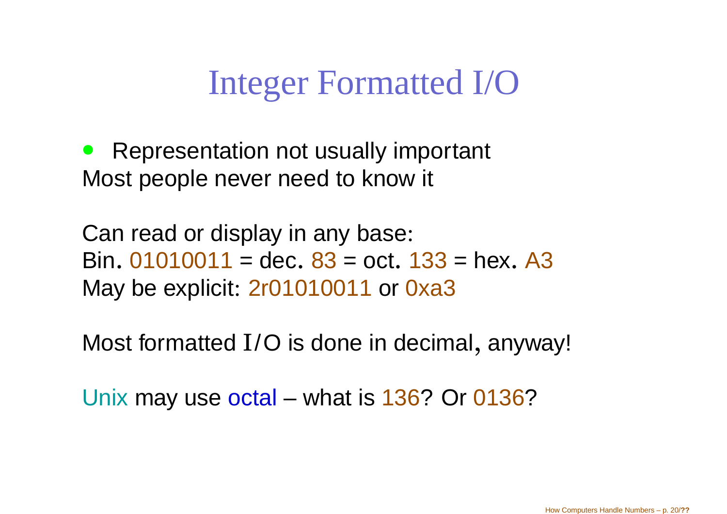# Integer Formatted I/O

- Representation not usually important

Most people never need to know it

Can read or display in any base:
Bin. 01010011 = dec. 83 = oct. 133 = hex. A3
May be explicit: 2r01010011 or 0xa3

Most formatted I/O is done in decimal, anyway!

Unix may use octal – what is 136? Or 0136?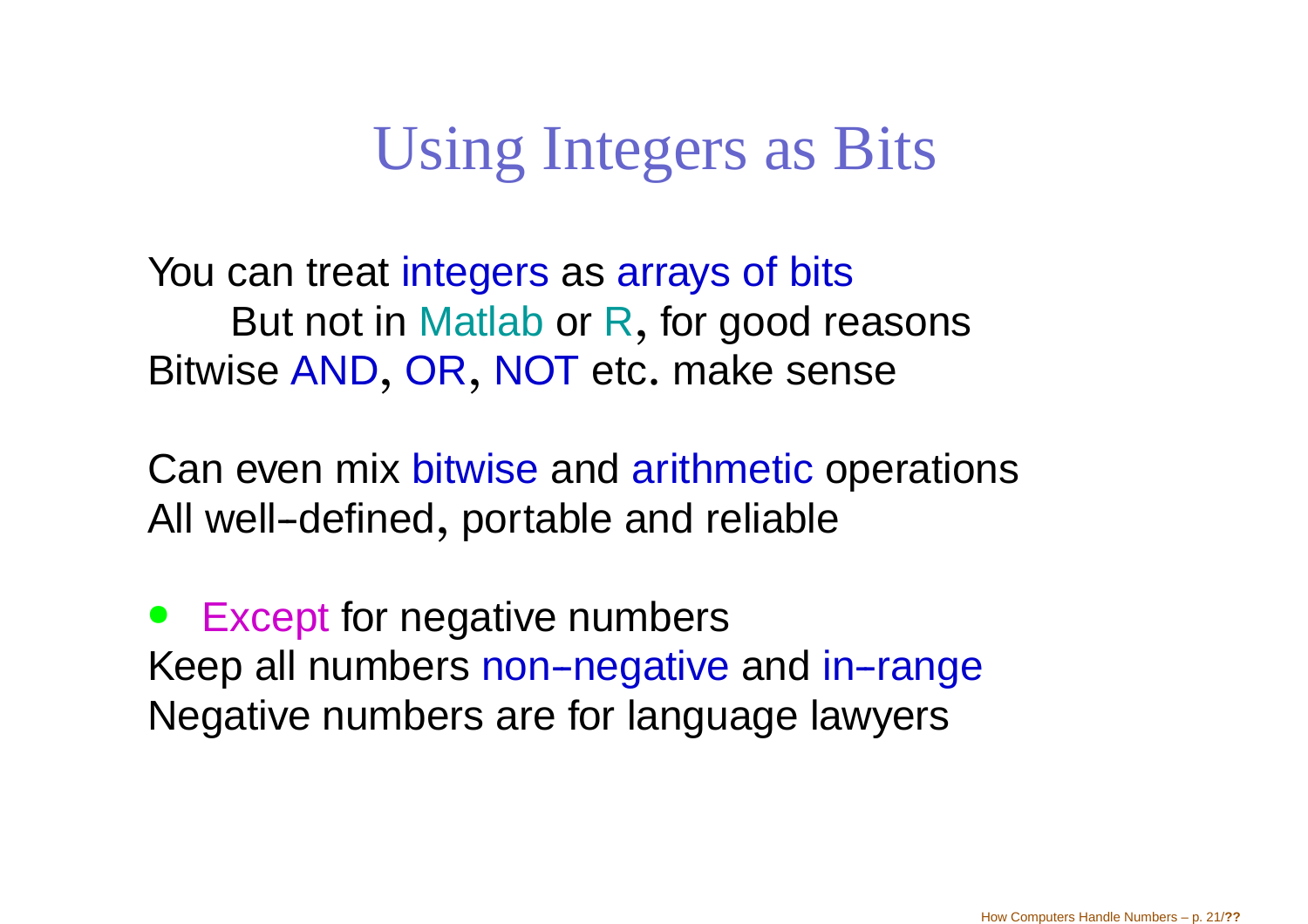# Using Integers as Bits

You can treat integers as arrays of bits

  But not in Matlab or R, for good reasons

Bitwise AND, OR, NOT etc. make sense

Can even mix bitwise and arithmetic operations

All well–defined, portable and reliable

- Except for negative numbers

Keep all numbers non–negative and in–range

Negative numbers are for language lawyers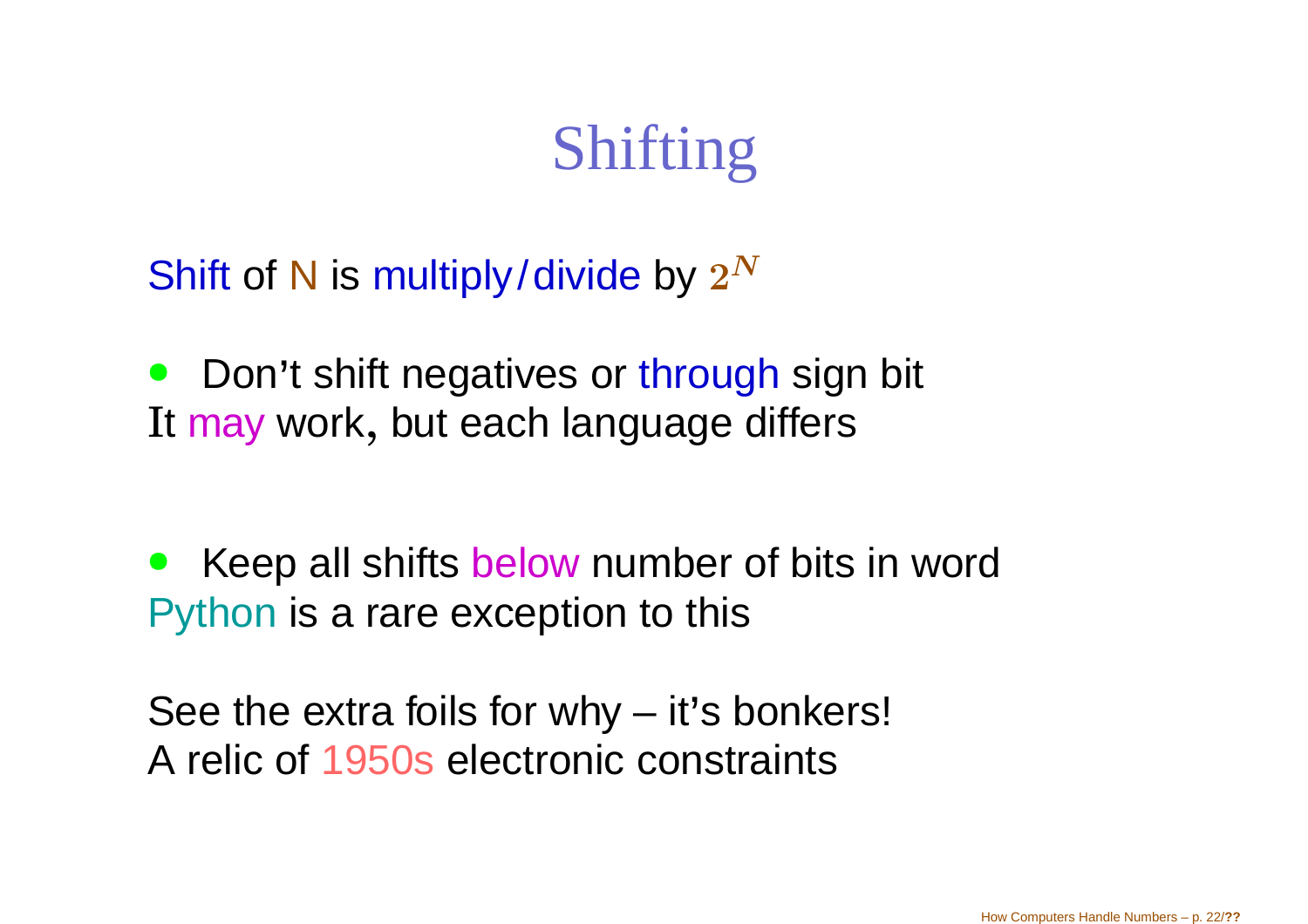# Shifting

Shift of N is multiply/divide by $2^N$

- Don't shift negatives or through sign bit

It may work, but each language differs

- Keep all shifts below number of bits in word

Python is a rare exception to this

See the extra foils for why – it's bonkers!
A relic of 1950s electronic constraints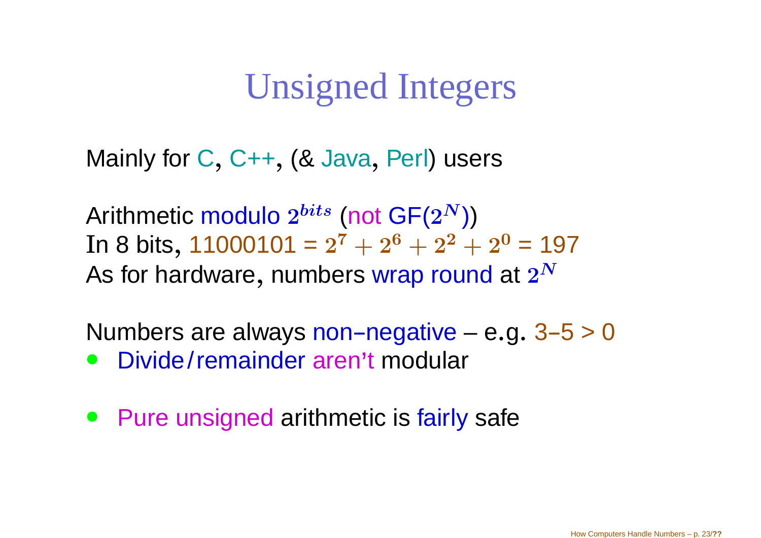# Unsigned Integers

Mainly for C, C++, (& Java, Perl) users

Arithmetic modulo $2^{bits}$ (not GF($2^N$))
In 8 bits, 11000101 = $2^7 + 2^6 + 2^2 + 2^0$ = 197
As for hardware, numbers wrap round at $2^N$

Numbers are always non–negative – e.g. 3–5 > 0

- Divide/remainder aren't modular

- Pure unsigned arithmetic is fairly safe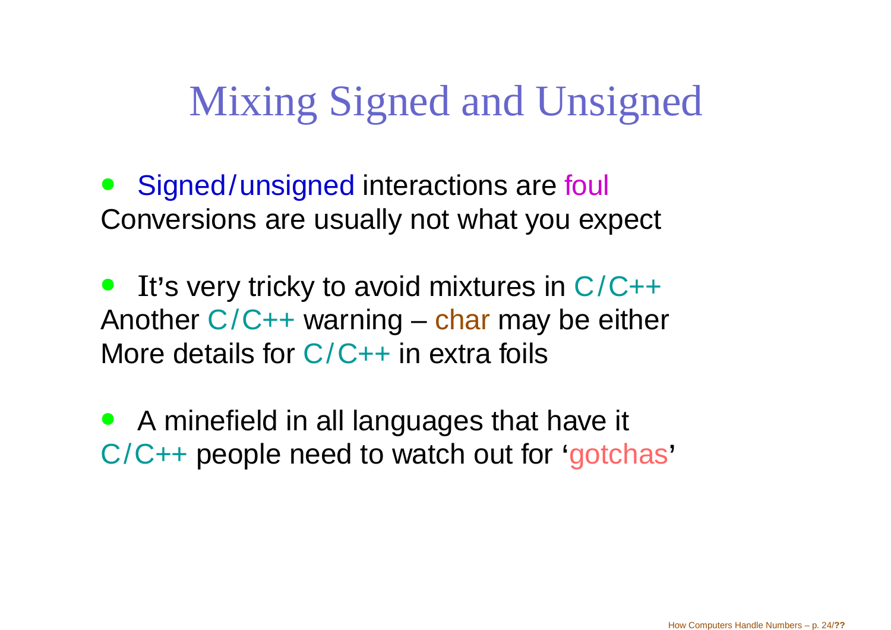# Mixing Signed and Unsigned

- Signed/unsigned interactions are foul
Conversions are usually not what you expect

- It's very tricky to avoid mixtures in C/C++
Another C/C++ warning – char may be either
More details for C/C++ in extra foils

- A minefield in all languages that have it
C/C++ people need to watch out for 'gotchas'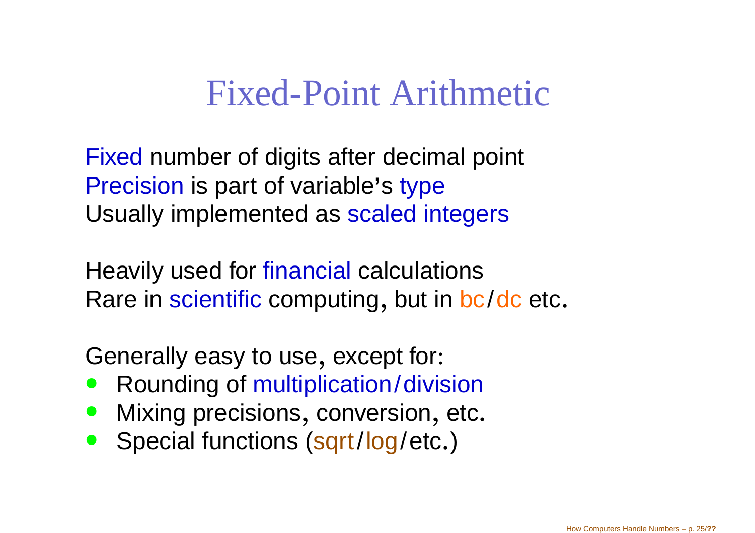# Fixed-Point Arithmetic

Fixed number of digits after decimal point
Precision is part of variable's type
Usually implemented as scaled integers

Heavily used for financial calculations
Rare in scientific computing, but in bc/dc etc.

Generally easy to use, except for:

- Rounding of multiplication/division
- Mixing precisions, conversion, etc.
- Special functions (sqrt/log/etc.)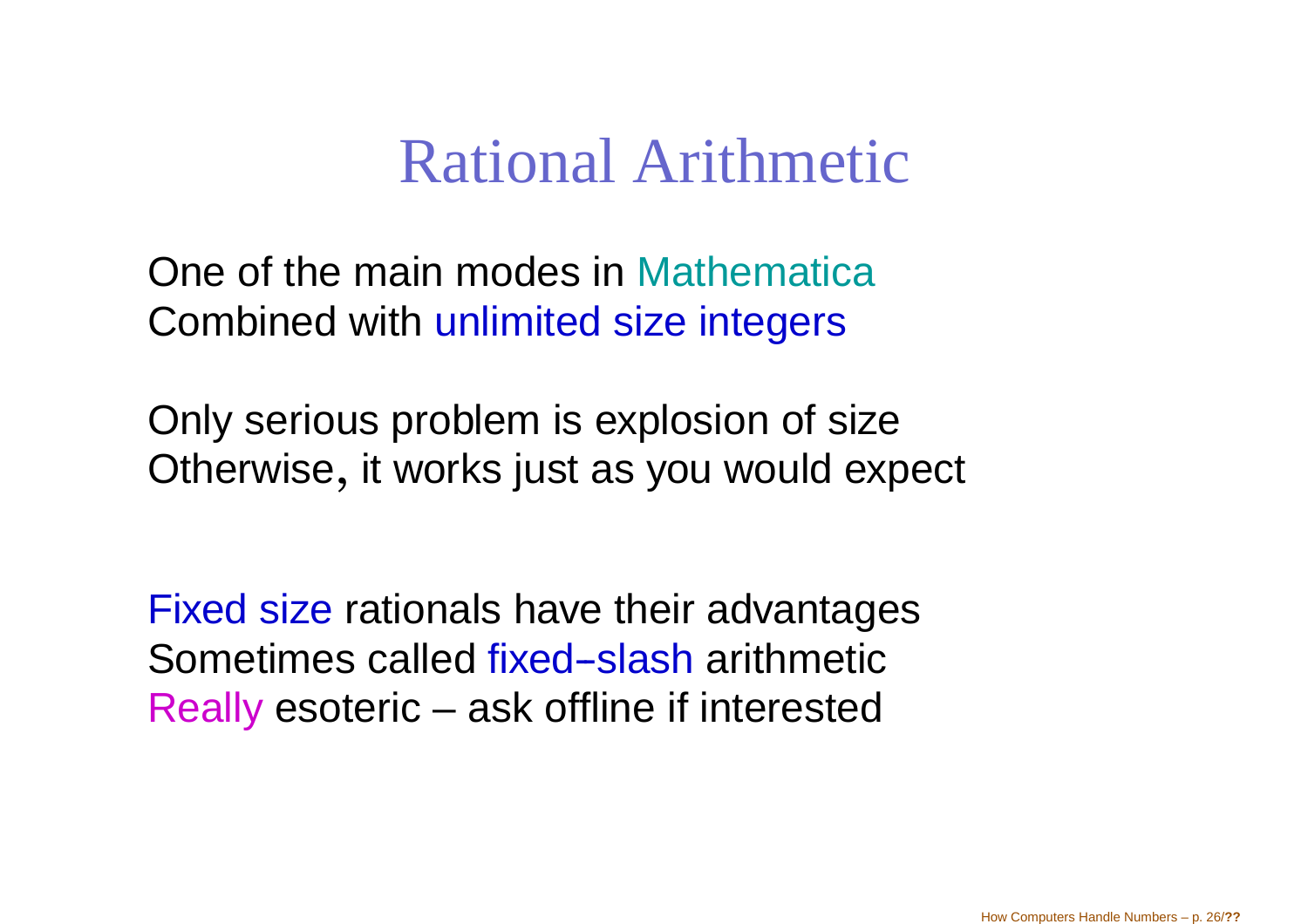# Rational Arithmetic

One of the main modes in Mathematica
Combined with unlimited size integers

Only serious problem is explosion of size
Otherwise, it works just as you would expect

Fixed size rationals have their advantages
Sometimes called fixed–slash arithmetic
Really esoteric – ask offline if interested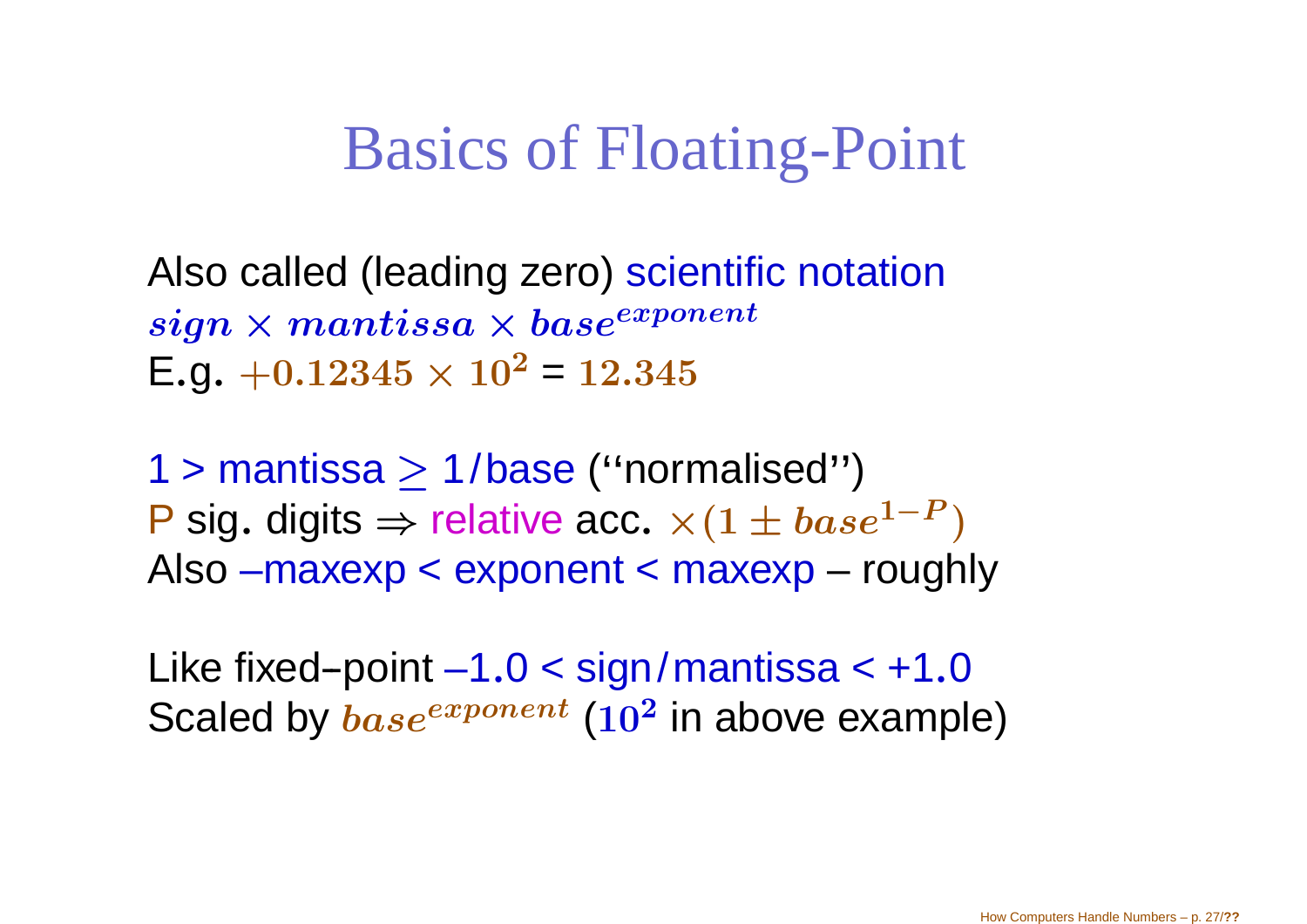# Basics of Floating-Point

Also called (leading zero) scientific notation
$sign \times mantissa \times base^{exponent}$
E.g. $+0.12345 \times 10^2$ = $12.345$

1 > mantissa $\geq$ 1/base ("normalised")
P sig. digits $\Rightarrow$ relative acc. $\times(1 \pm base^{1-P})$
Also –maxexp < exponent < maxexp – roughly

Like fixed–point –1.0 < sign/mantissa < +1.0
Scaled by $base^{exponent}$ ($10^2$ in above example)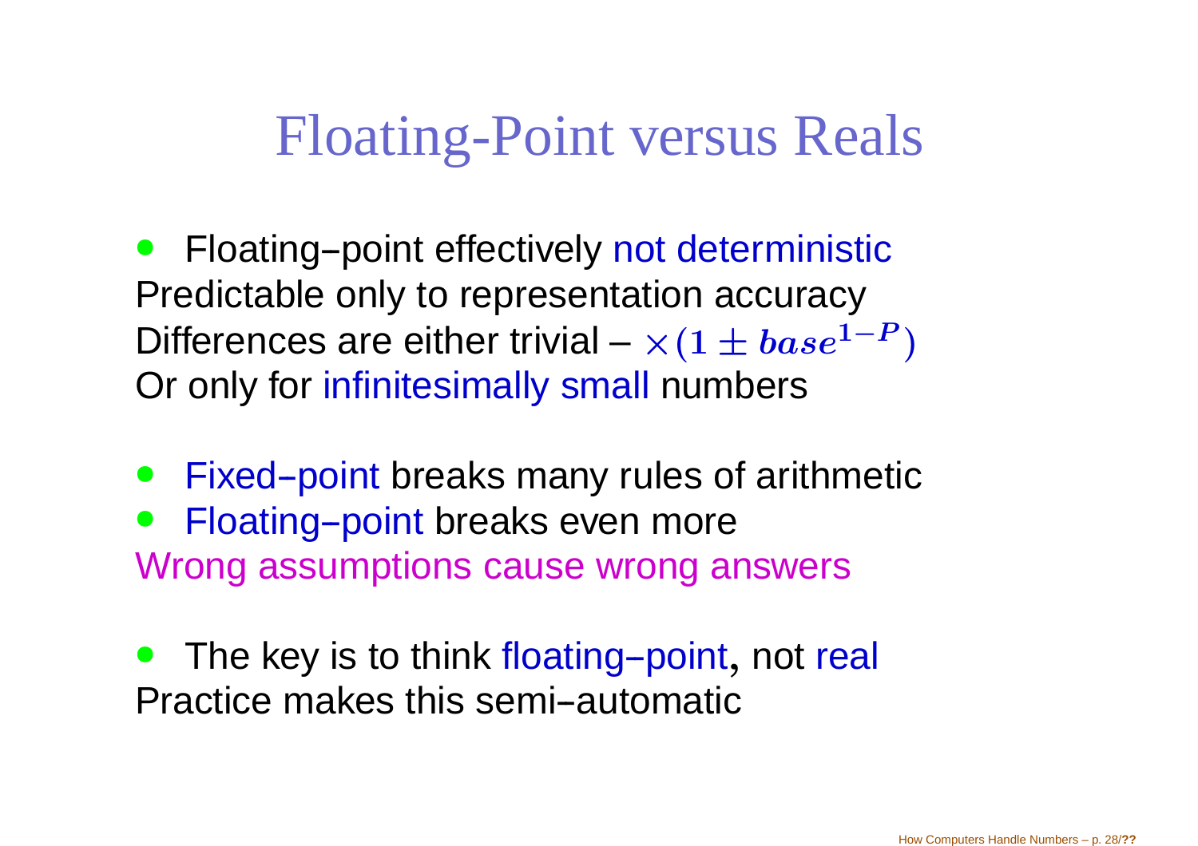# Floating-Point versus Reals

- Floating–point effectively not deterministic

Predictable only to representation accuracy

Differences are either trivial – $\times(1 \pm base^{1-P})$

Or only for infinitesimally small numbers

- Fixed–point breaks many rules of arithmetic
- Floating–point breaks even more

Wrong assumptions cause wrong answers

- The key is to think floating–point, not real

Practice makes this semi–automatic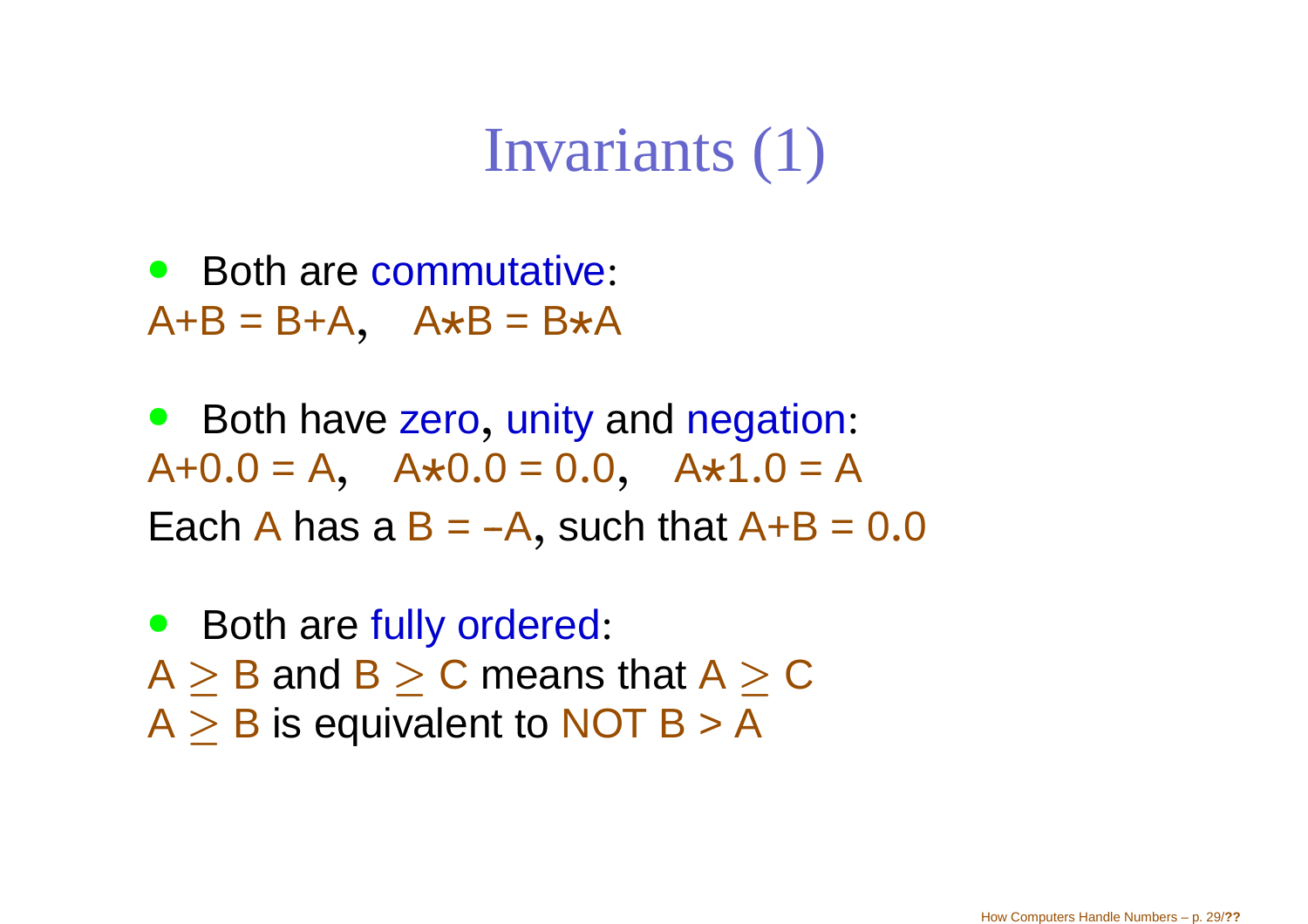# Invariants (1)

- Both are commutative:
  A+B = B+A,   A∗B = B∗A

- Both have zero, unity and negation:
  A+0.0 = A,   A∗0.0 = 0.0,   A∗1.0 = A
  Each A has a B = –A, such that A+B = 0.0

- Both are fully ordered:
  A $\geq$ B and B $\geq$ C means that A $\geq$ C
  A $\geq$ B is equivalent to NOT B > A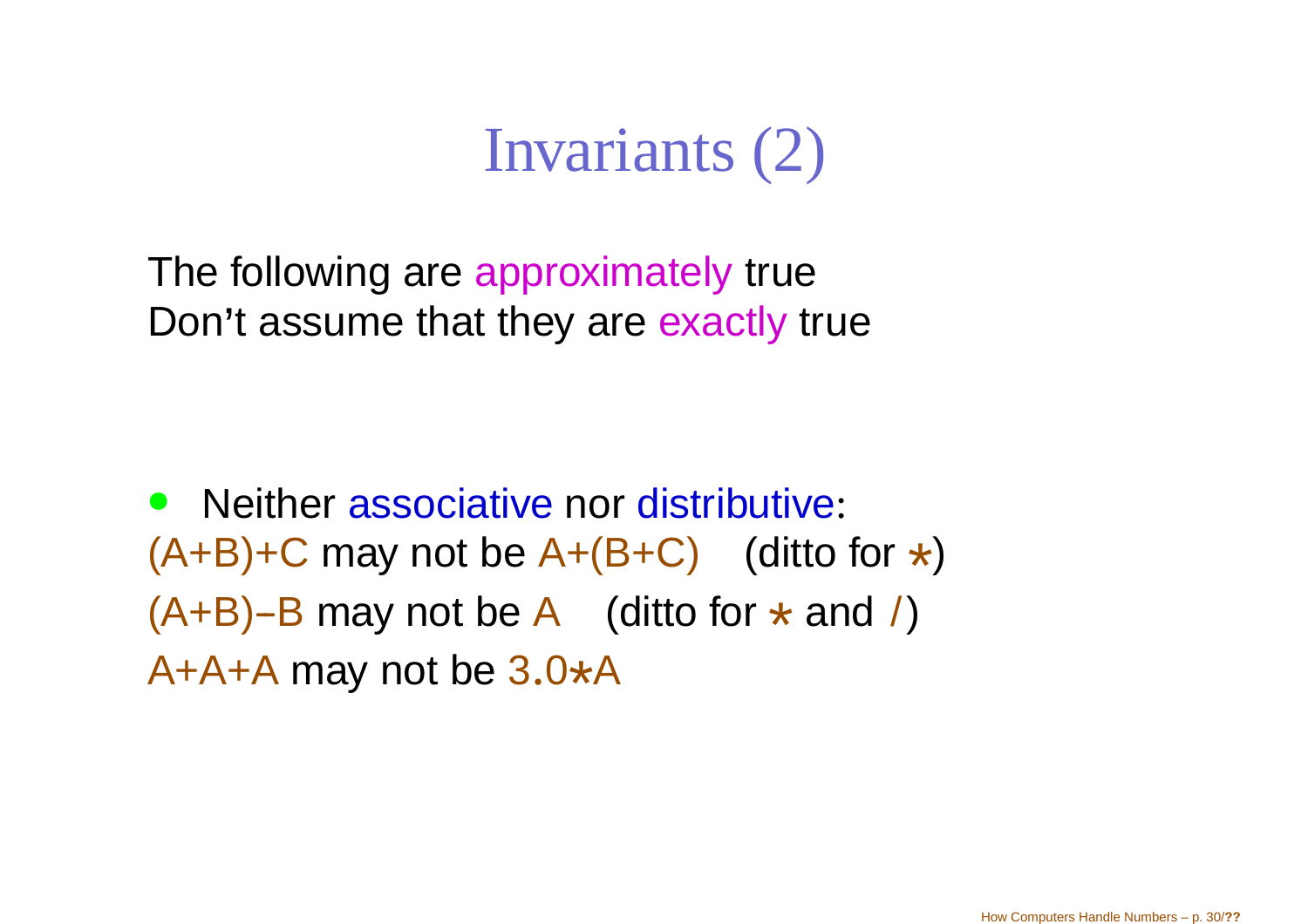# Invariants (2)

The following are approximately true
Don't assume that they are exactly true

- Neither associative nor distributive:

(A+B)+C may not be A+(B+C)    (ditto for *)

(A+B)–B may not be A    (ditto for * and /)

A+A+A may not be 3.0*A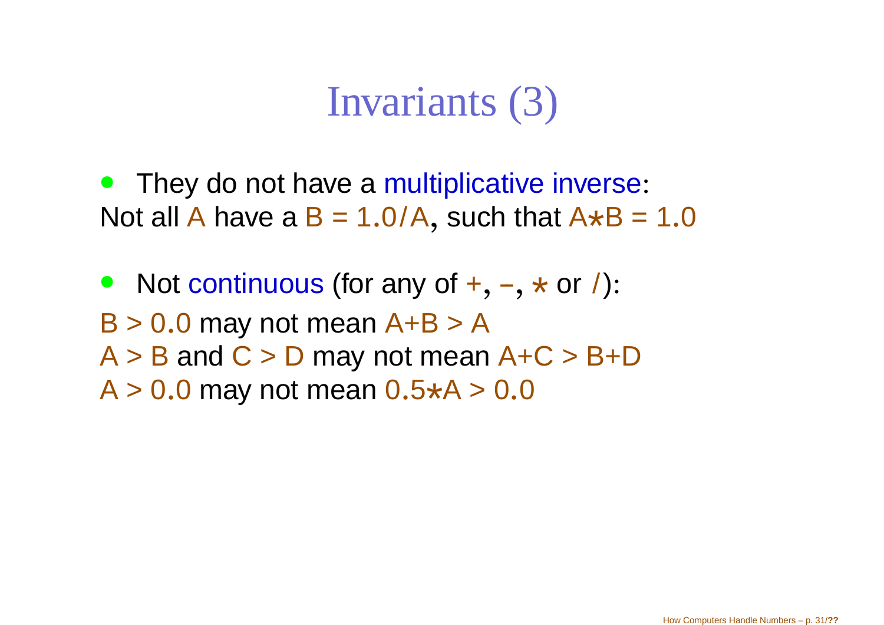# Invariants (3)

- They do not have a multiplicative inverse:
Not all A have a B = 1.0/A, such that A*B = 1.0

- Not continuous (for any of +, −, * or /):
B > 0.0 may not mean A+B > A
A > B and C > D may not mean A+C > B+D
A > 0.0 may not mean 0.5*A > 0.0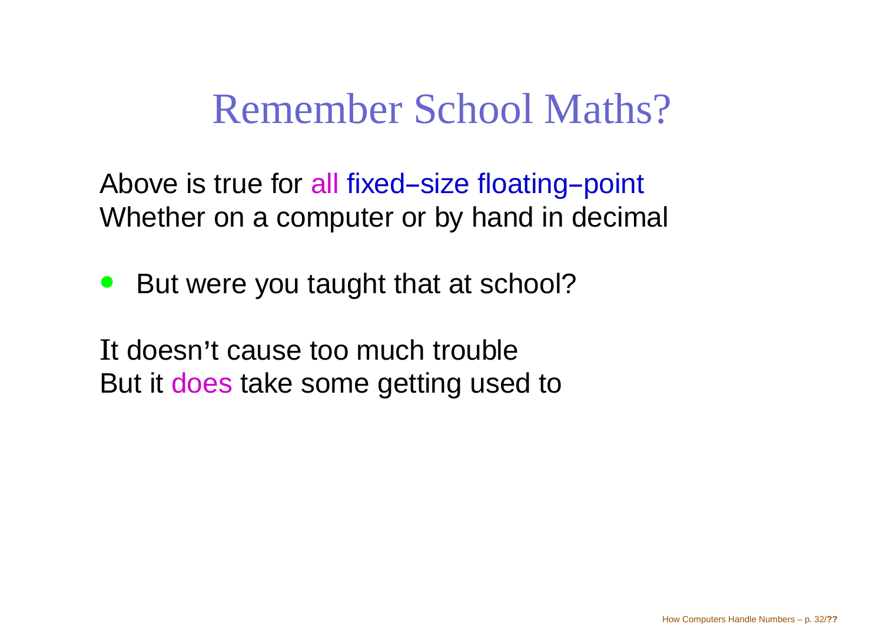# Remember School Maths?

Above is true for all fixed–size floating–point
Whether on a computer or by hand in decimal

- But were you taught that at school?

It doesn't cause too much trouble
But it does take some getting used to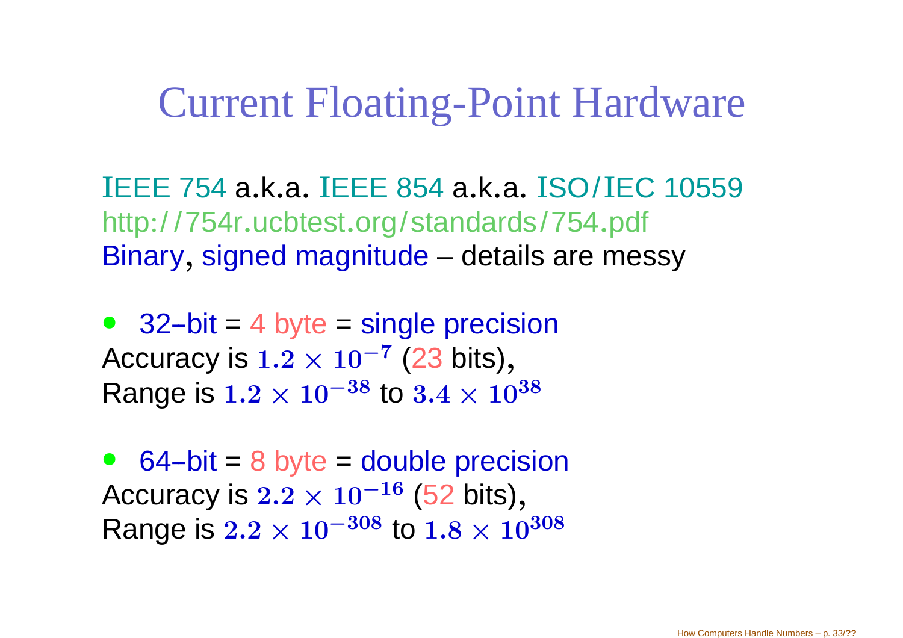# Current Floating-Point Hardware

IEEE 754 a.k.a. IEEE 854 a.k.a. ISO/IEC 10559
http://754r.ucbtest.org/standards/754.pdf
Binary, signed magnitude – details are messy

- 32–bit = 4 byte = single precision
Accuracy is $1.2 \times 10^{-7}$ (23 bits),
Range is $1.2 \times 10^{-38}$ to $3.4 \times 10^{38}$

- 64–bit = 8 byte = double precision
Accuracy is $2.2 \times 10^{-16}$ (52 bits),
Range is $2.2 \times 10^{-308}$ to $1.8 \times 10^{308}$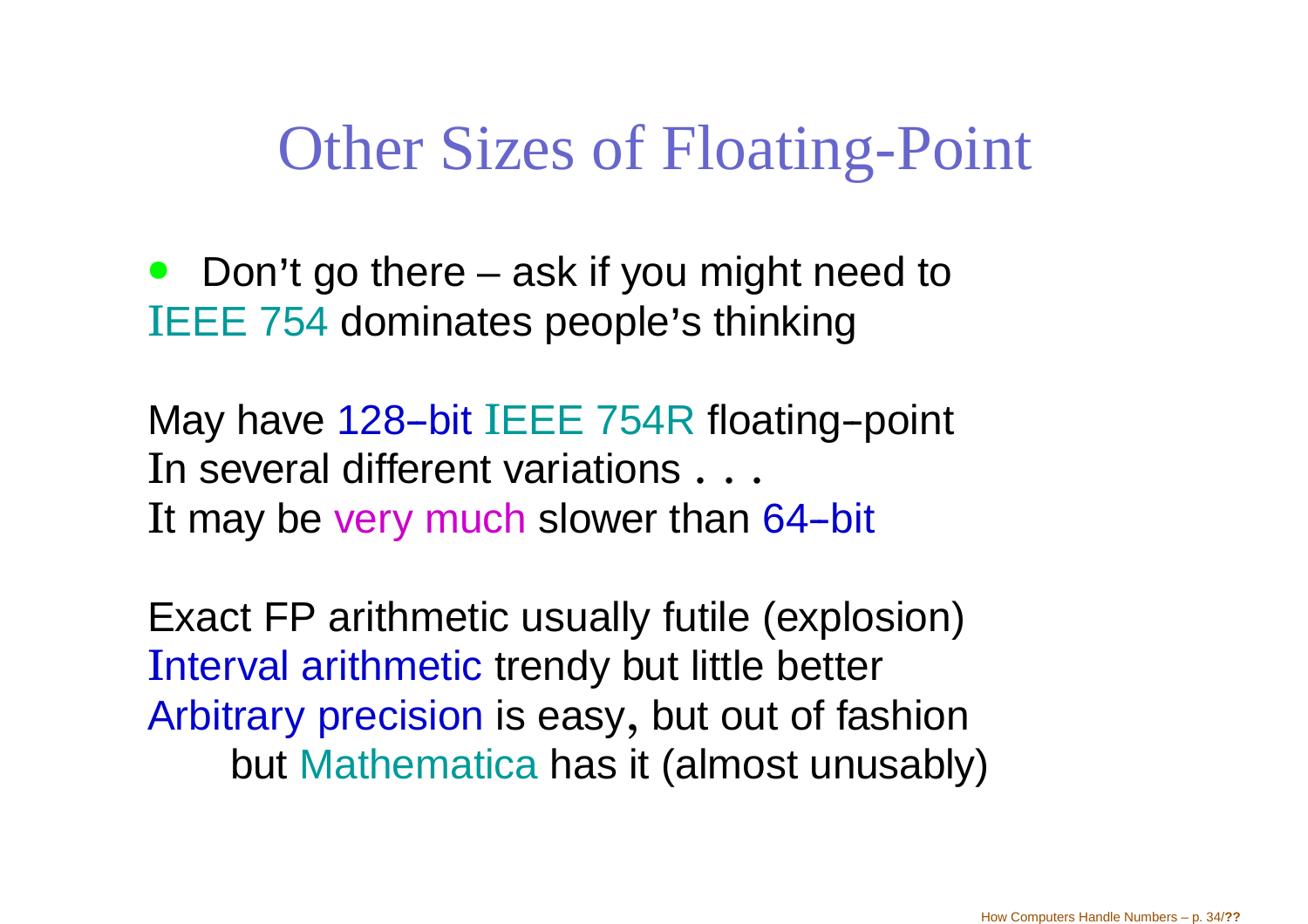# Other Sizes of Floating-Point

- Don't go there – ask if you might need to

IEEE 754 dominates people's thinking

May have 128–bit IEEE 754R floating–point
In several different variations . . .
It may be very much slower than 64–bit

Exact FP arithmetic usually futile (explosion)
Interval arithmetic trendy but little better
Arbitrary precision is easy, but out of fashion
    but Mathematica has it (almost unusably)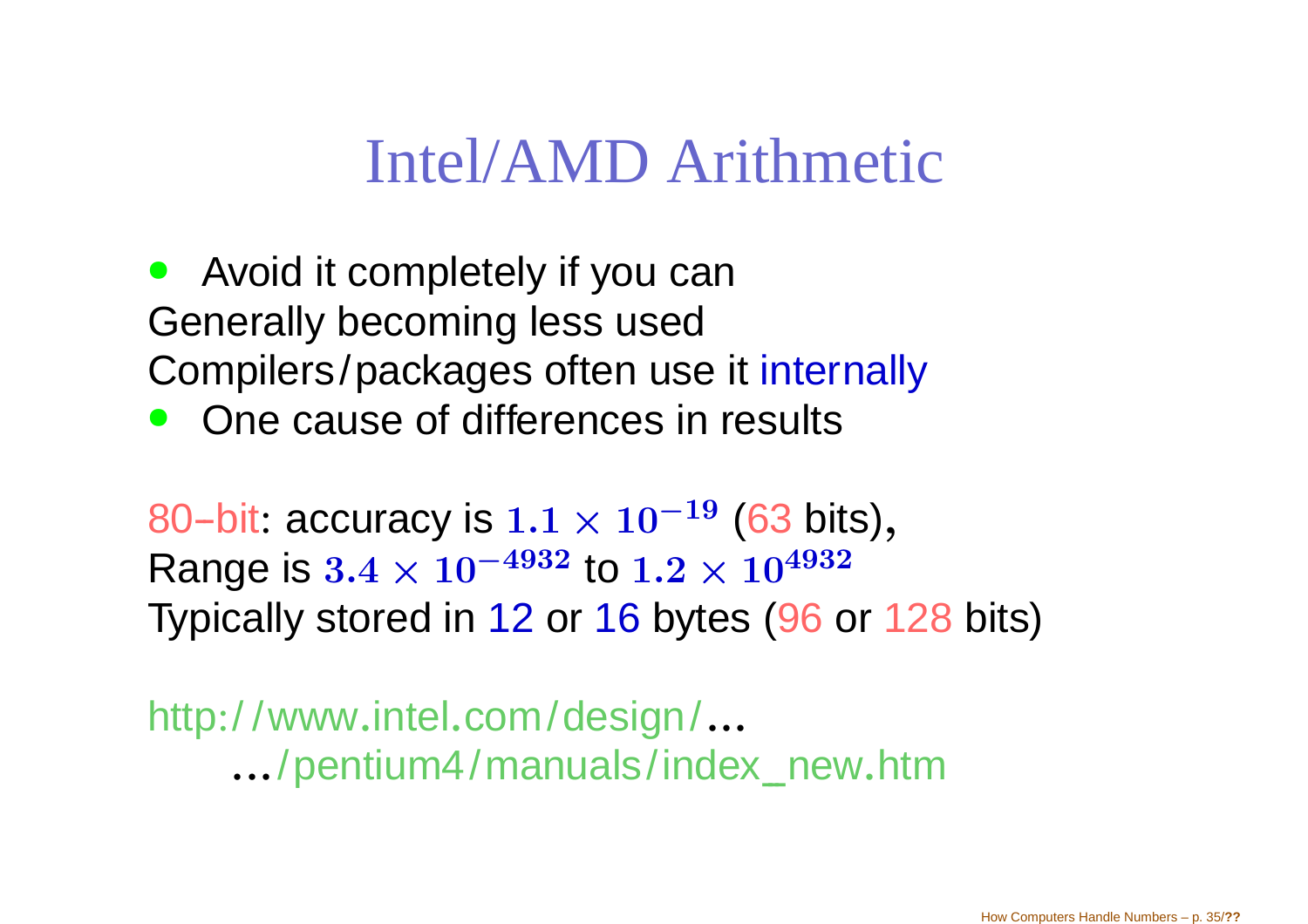# Intel/AMD Arithmetic

- Avoid it completely if you can

Generally becoming less used
Compilers/packages often use it internally

- One cause of differences in results

80–bit: accuracy is $1.1 \times 10^{-19}$ (63 bits),
Range is $3.4 \times 10^{-4932}$ to $1.2 \times 10^{4932}$
Typically stored in 12 or 16 bytes (96 or 128 bits)

http://www.intel.com/design/...
  .../pentium4/manuals/index_new.htm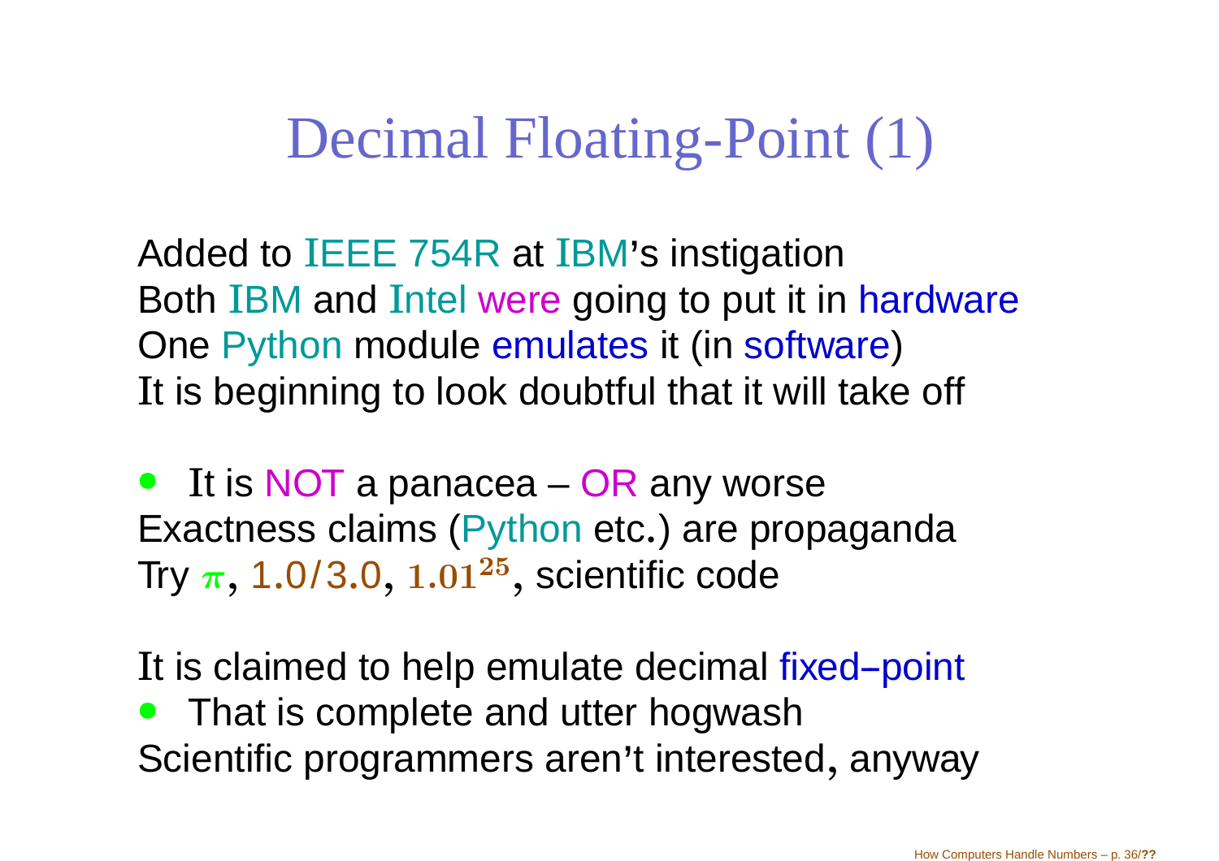# Decimal Floating-Point (1)

Added to IEEE 754R at IBM's instigation
Both IBM and Intel were going to put it in hardware
One Python module emulates it (in software)
It is beginning to look doubtful that it will take off

- It is NOT a panacea – OR any worse

Exactness claims (Python etc.) are propaganda
Try $\pi$, $1.0/3.0$, $1.01^{25}$, scientific code

It is claimed to help emulate decimal fixed–point

- That is complete and utter hogwash

Scientific programmers aren't interested, anyway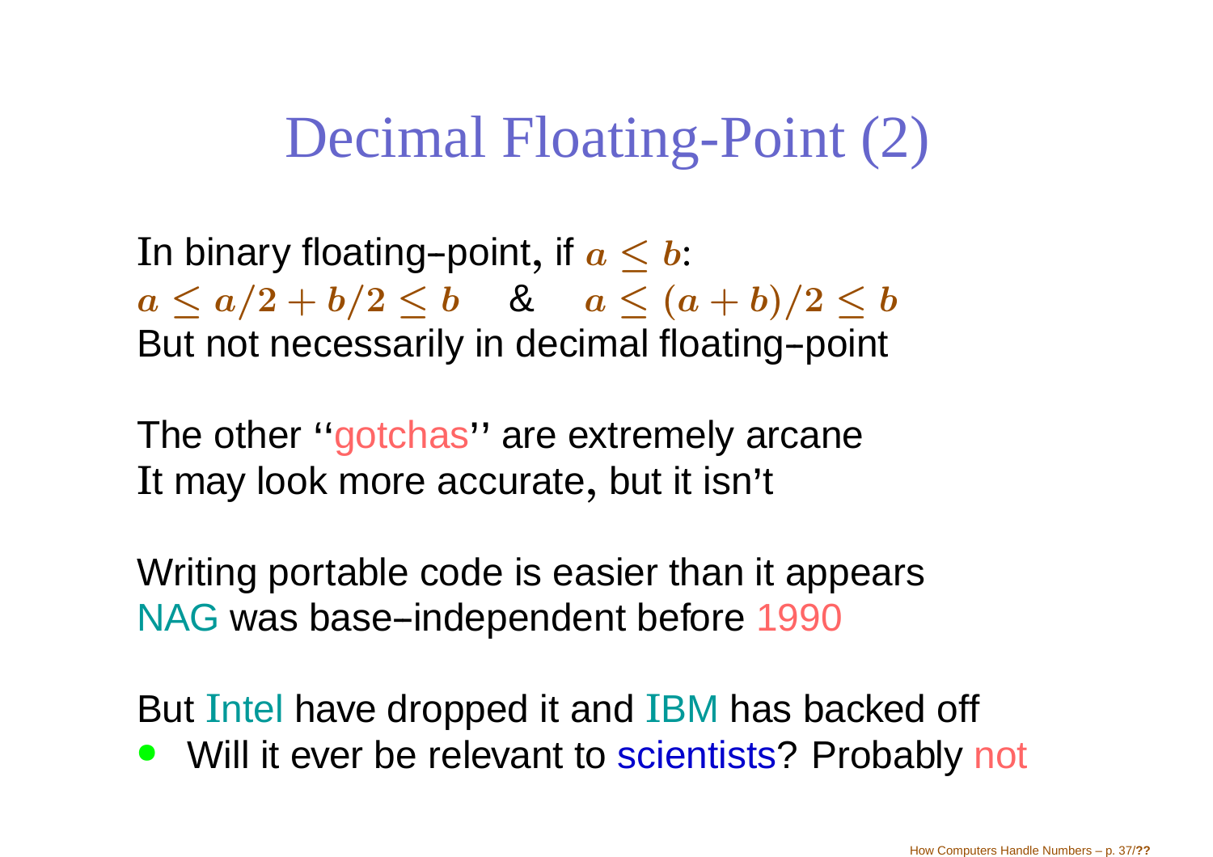# Decimal Floating-Point (2)

In binary floating–point, if $a \leq b$:
$a \leq a/2 + b/2 \leq b$ & $a \leq (a + b)/2 \leq b$
But not necessarily in decimal floating–point

The other ''gotchas'' are extremely arcane
It may look more accurate, but it isn't

Writing portable code is easier than it appears
NAG was base–independent before 1990

But Intel have dropped it and IBM has backed off

- Will it ever be relevant to scientists? Probably not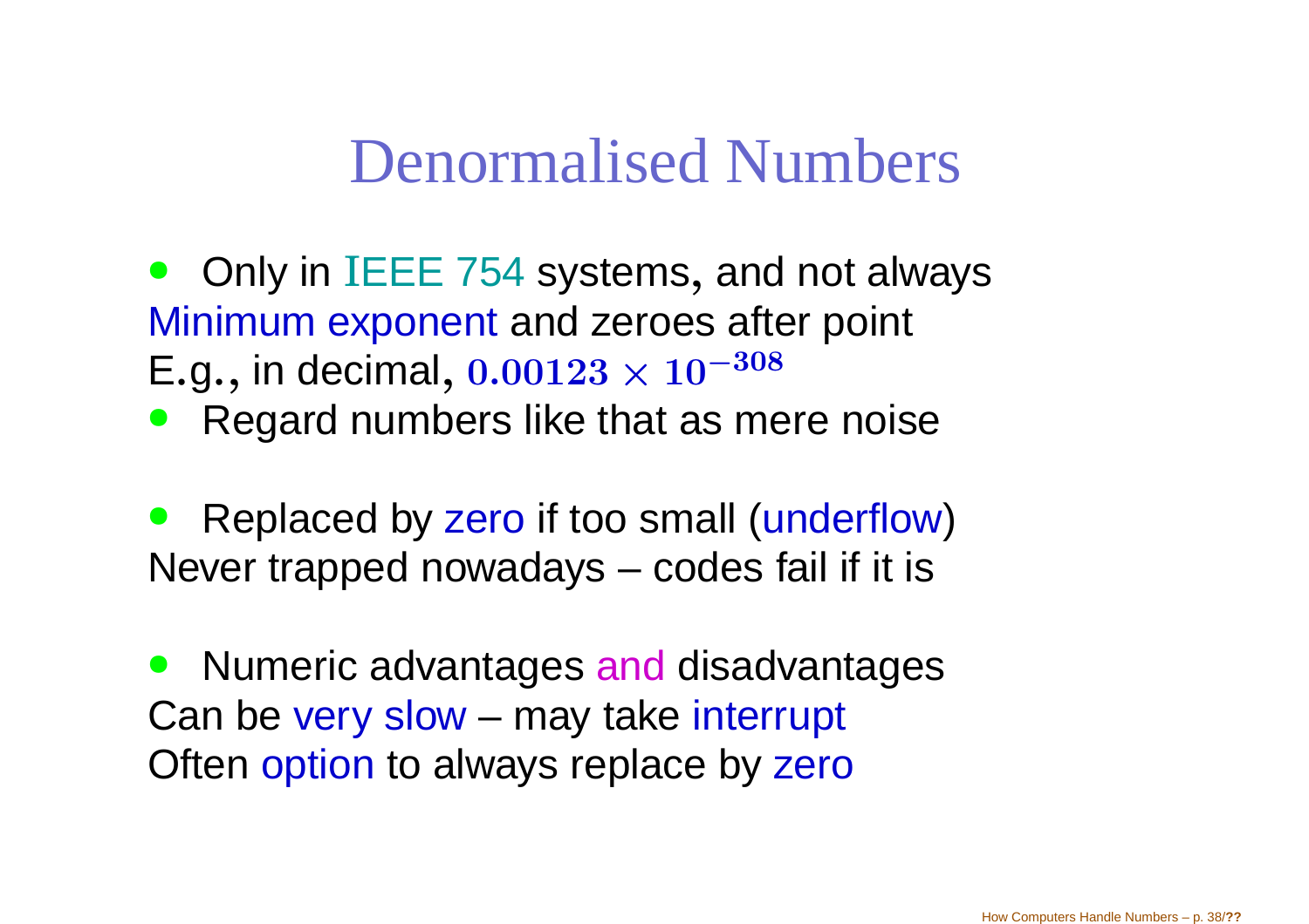# Denormalised Numbers

- Only in IEEE 754 systems, and not always

Minimum exponent and zeroes after point
E.g., in decimal, $0.00123 \times 10^{-308}$

- Regard numbers like that as mere noise

- Replaced by zero if too small (underflow)

Never trapped nowadays – codes fail if it is

- Numeric advantages and disadvantages

Can be very slow – may take interrupt
Often option to always replace by zero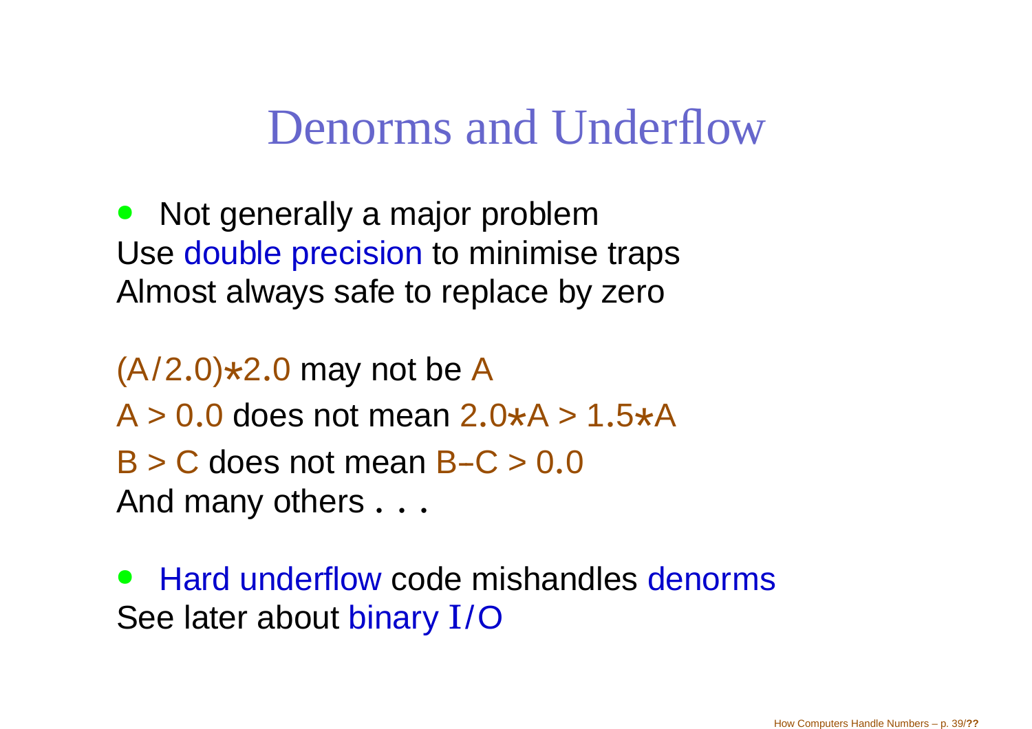# Denorms and Underflow

- Not generally a major problem
Use double precision to minimise traps
Almost always safe to replace by zero

(A/2.0)*2.0 may not be A
A > 0.0 does not mean 2.0*A > 1.5*A
B > C does not mean B–C > 0.0
And many others . . .

- Hard underflow code mishandles denorms
See later about binary I/O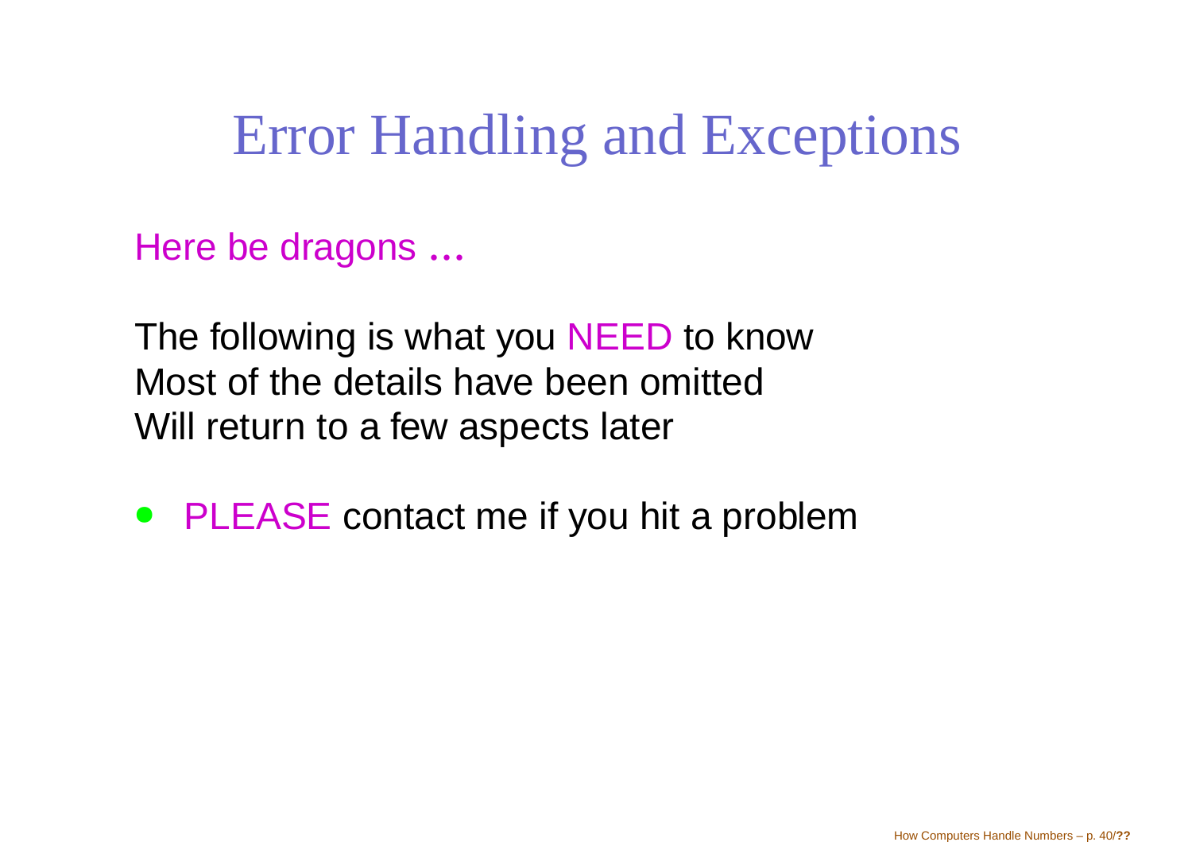# Error Handling and Exceptions

Here be dragons ...

The following is what you NEED to know
Most of the details have been omitted
Will return to a few aspects later

- PLEASE contact me if you hit a problem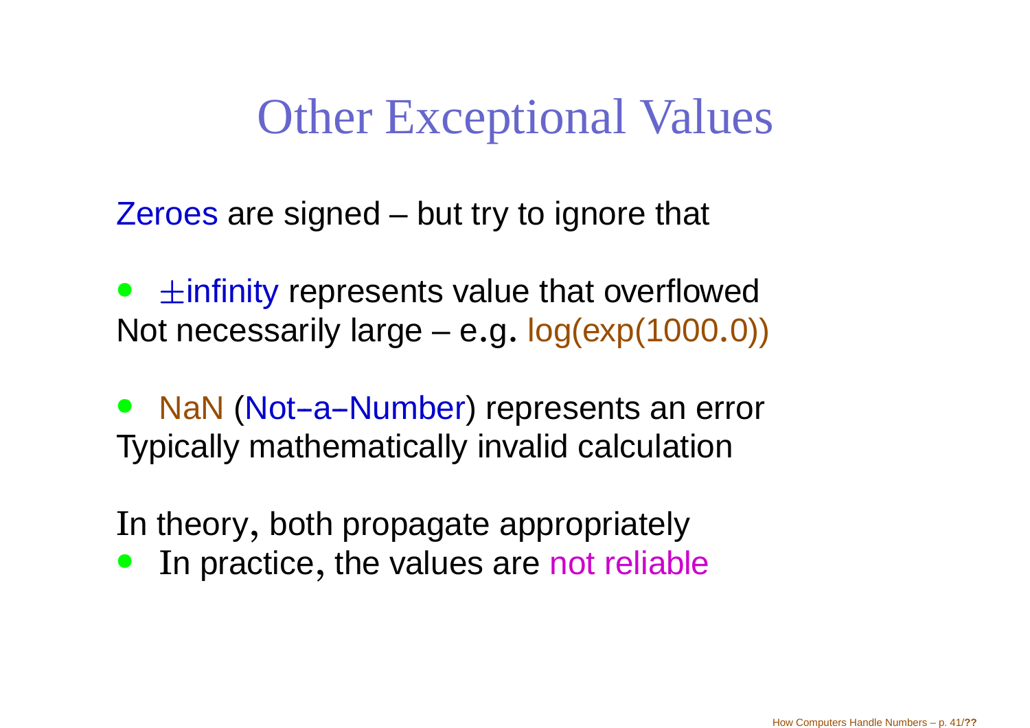# Other Exceptional Values

Zeroes are signed – but try to ignore that

- $\pm$infinity represents value that overflowed

Not necessarily large – e.g. log(exp(1000.0))

- NaN (Not–a–Number) represents an error

Typically mathematically invalid calculation

In theory, both propagate appropriately

- In practice, the values are not reliable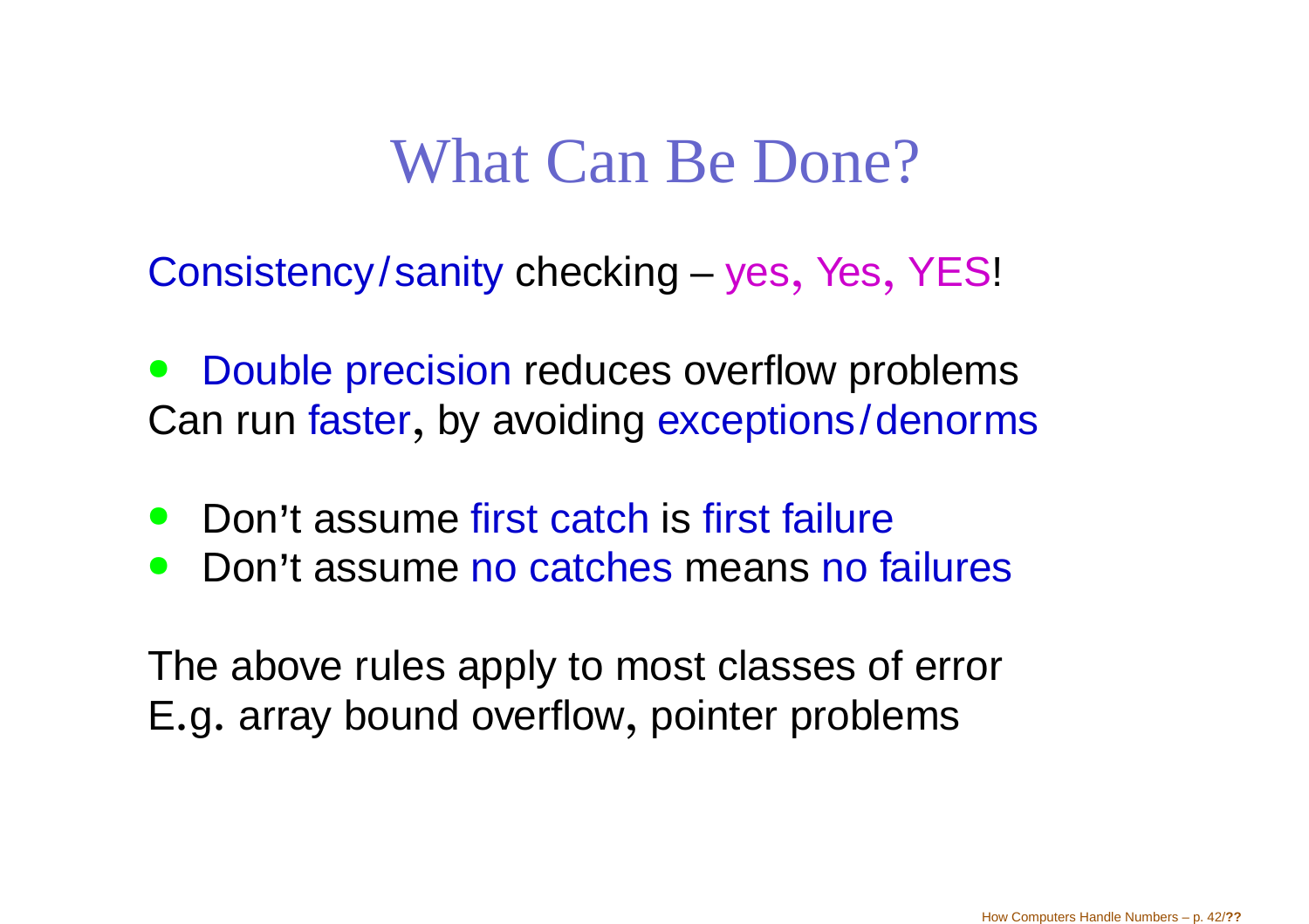# What Can Be Done?

Consistency/sanity checking – yes, Yes, YES!

- Double precision reduces overflow problems

Can run faster, by avoiding exceptions/denorms

- Don't assume first catch is first failure
- Don't assume no catches means no failures

The above rules apply to most classes of error
E.g. array bound overflow, pointer problems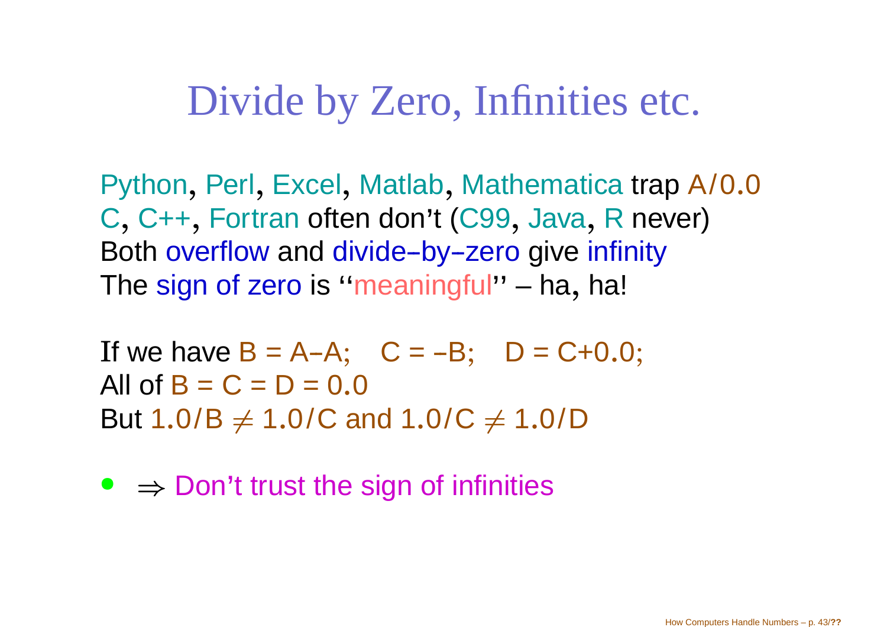# Divide by Zero, Infinities etc.

Python, Perl, Excel, Matlab, Mathematica trap A/0.0
C, C++, Fortran often don't (C99, Java, R never)
Both overflow and divide–by–zero give infinity
The sign of zero is "meaningful" – ha, ha!

If we have B = A–A;   C = –B;   D = C+0.0;
All of B = C = D = 0.0
But 1.0/B $\neq$ 1.0/C and 1.0/C $\neq$ 1.0/D

- $\Rightarrow$ Don't trust the sign of infinities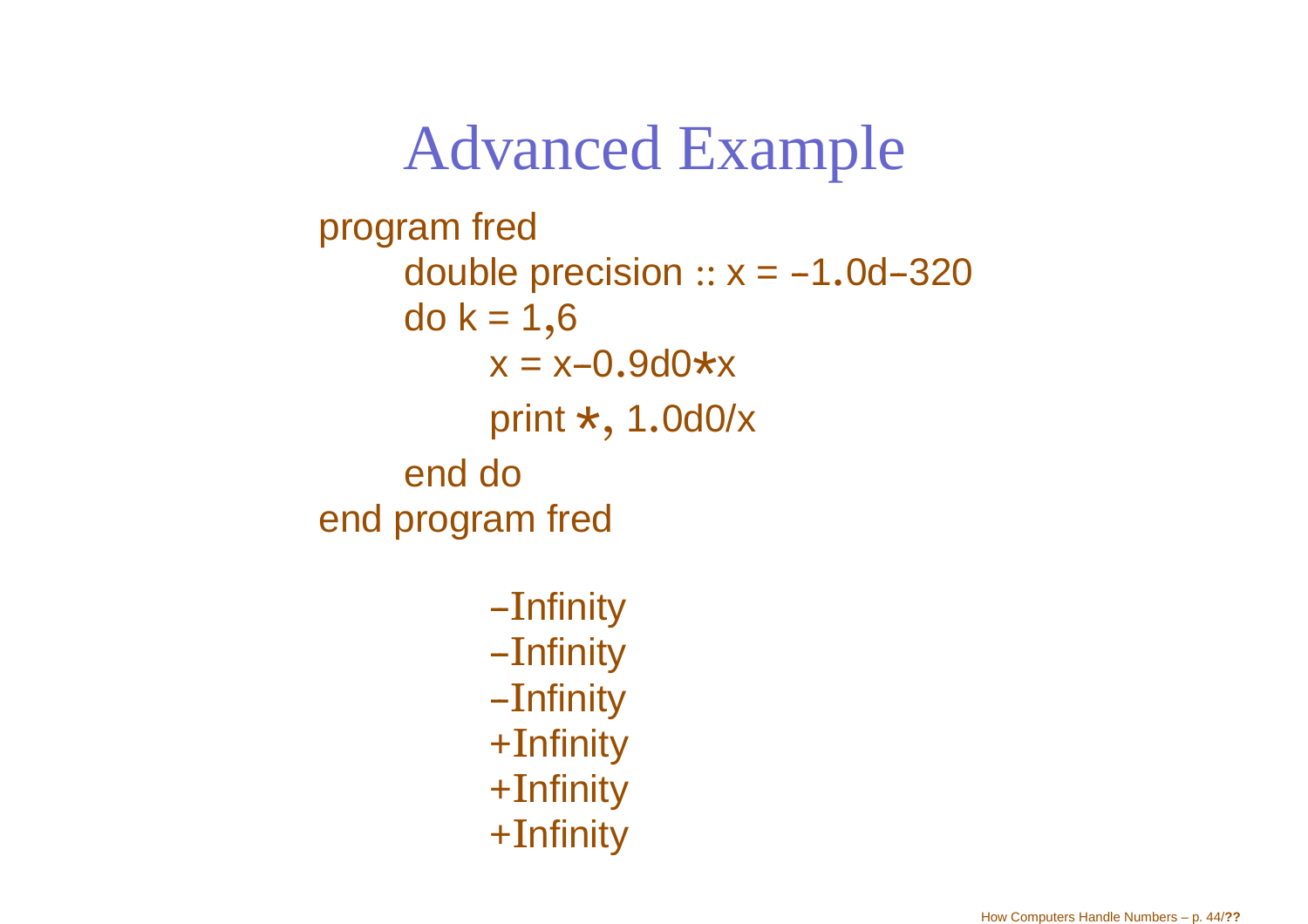# Advanced Example

```
program fred
    double precision :: x = -1.0d-320
    do k = 1,6
        x = x-0.9d0*x
        print *, 1.0d0/x
    end do
end program fred
```

```
-Infinity
-Infinity
-Infinity
+Infinity
+Infinity
+Infinity
```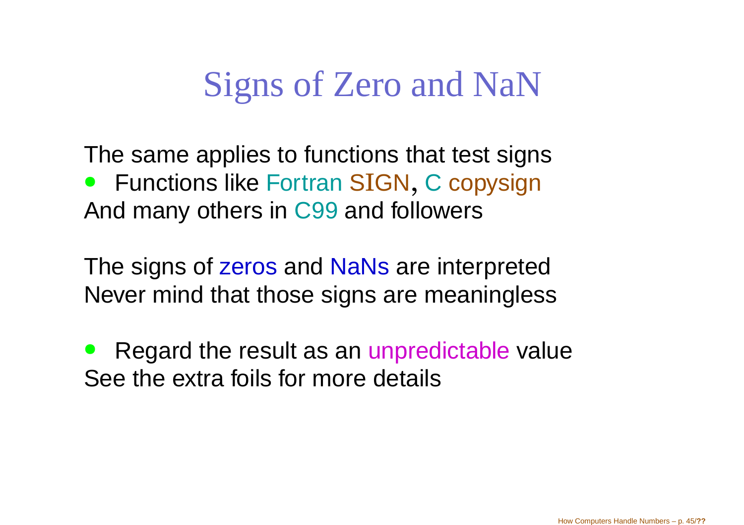# Signs of Zero and NaN

The same applies to functions that test signs

- Functions like Fortran SIGN, C copysign

And many others in C99 and followers

The signs of zeros and NaNs are interpreted
Never mind that those signs are meaningless

- Regard the result as an unpredictable value

See the extra foils for more details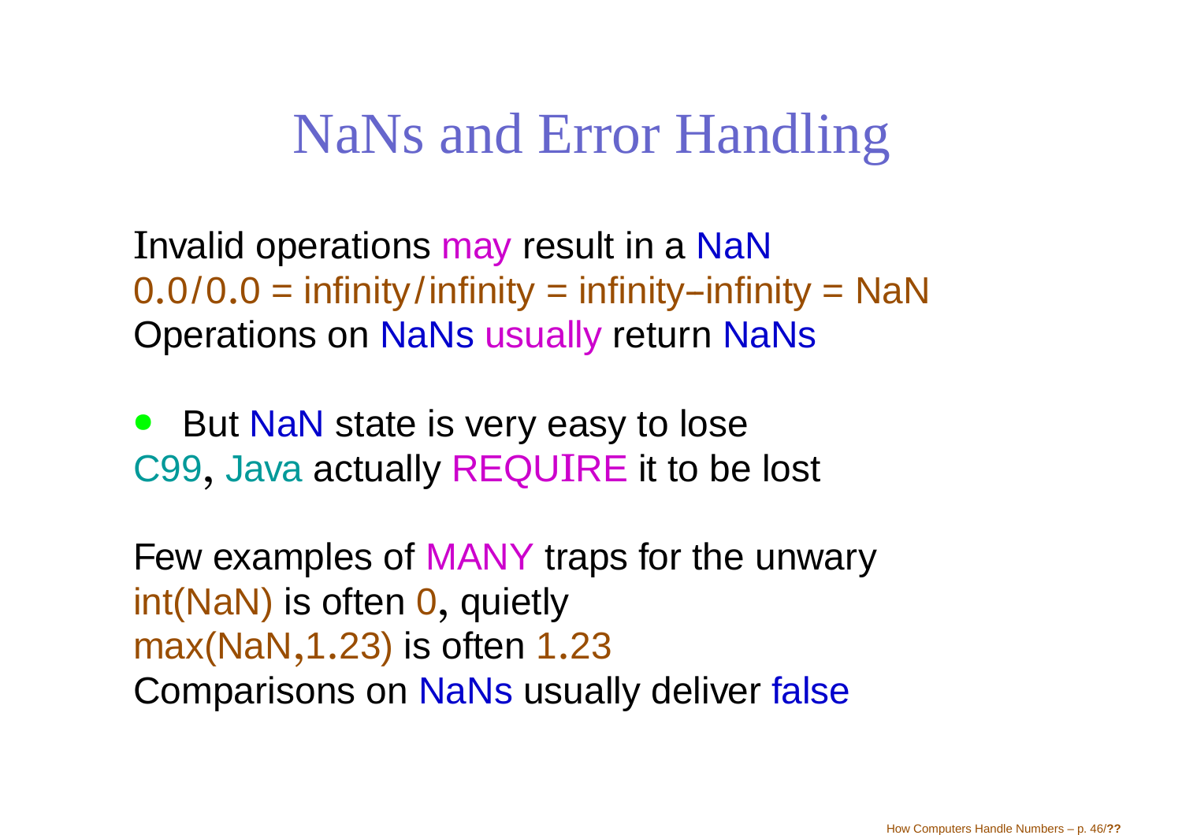# NaNs and Error Handling

Invalid operations may result in a NaN
0.0/0.0 = infinity/infinity = infinity–infinity = NaN
Operations on NaNs usually return NaNs

- But NaN state is very easy to lose

C99, Java actually REQUIRE it to be lost

Few examples of MANY traps for the unwary
int(NaN) is often 0, quietly
max(NaN,1.23) is often 1.23
Comparisons on NaNs usually deliver false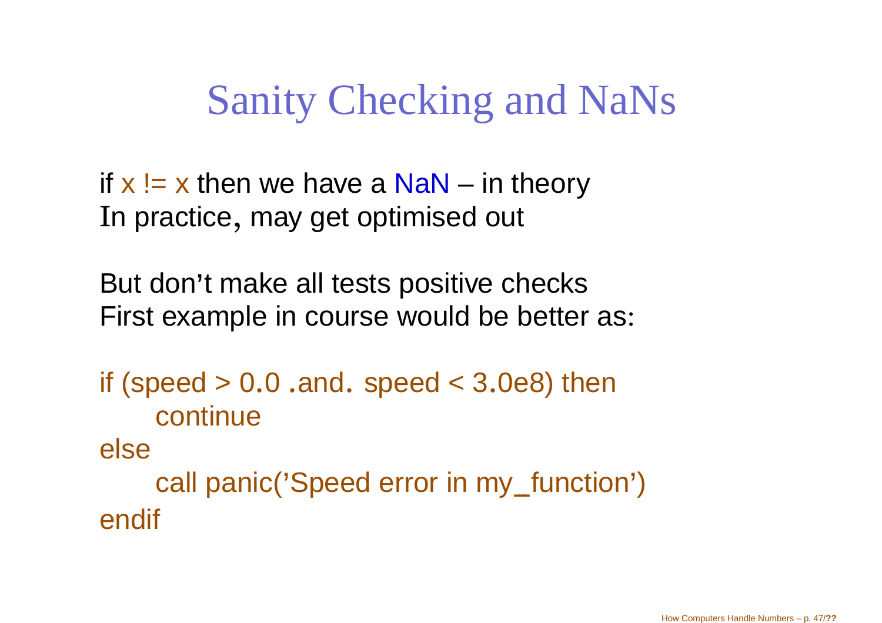# Sanity Checking and NaNs

if `x != x` then we have a NaN – in theory
In practice, may get optimised out

But don't make all tests positive checks
First example in course would be better as:

```
if (speed > 0.0 .and. speed < 3.0e8) then
    continue
else
    call panic('Speed error in my_function')
endif
```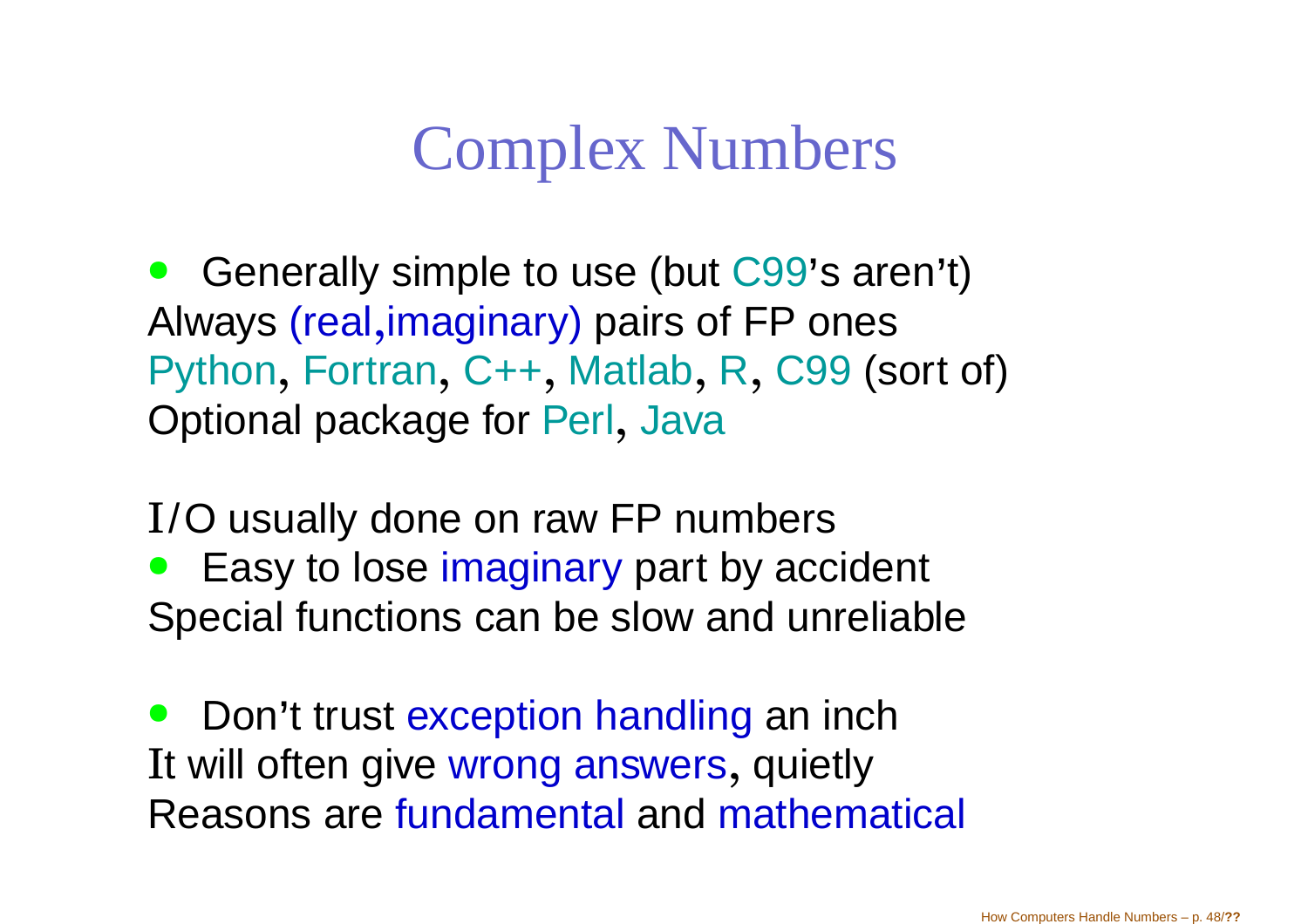# Complex Numbers

- Generally simple to use (but C99's aren't)
  Always (real,imaginary) pairs of FP ones
  Python, Fortran, C++, Matlab, R, C99 (sort of)
  Optional package for Perl, Java

I/O usually done on raw FP numbers

- Easy to lose imaginary part by accident
  Special functions can be slow and unreliable

- Don't trust exception handling an inch
  It will often give wrong answers, quietly
  Reasons are fundamental and mathematical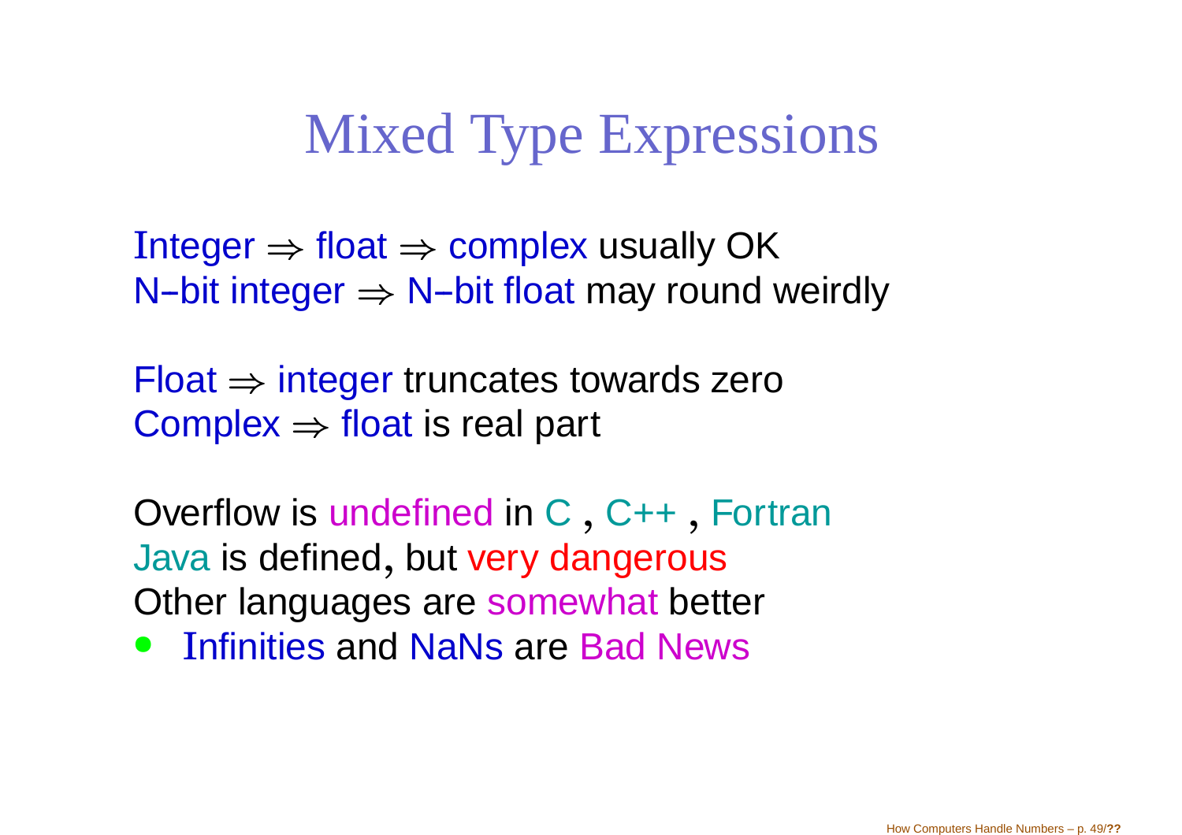# Mixed Type Expressions

Integer ⇒ float ⇒ complex usually OK
N–bit integer ⇒ N–bit float may round weirdly

Float ⇒ integer truncates towards zero
Complex ⇒ float is real part

Overflow is undefined in C , C++ , Fortran
Java is defined, but very dangerous
Other languages are somewhat better

- Infinities and NaNs are Bad News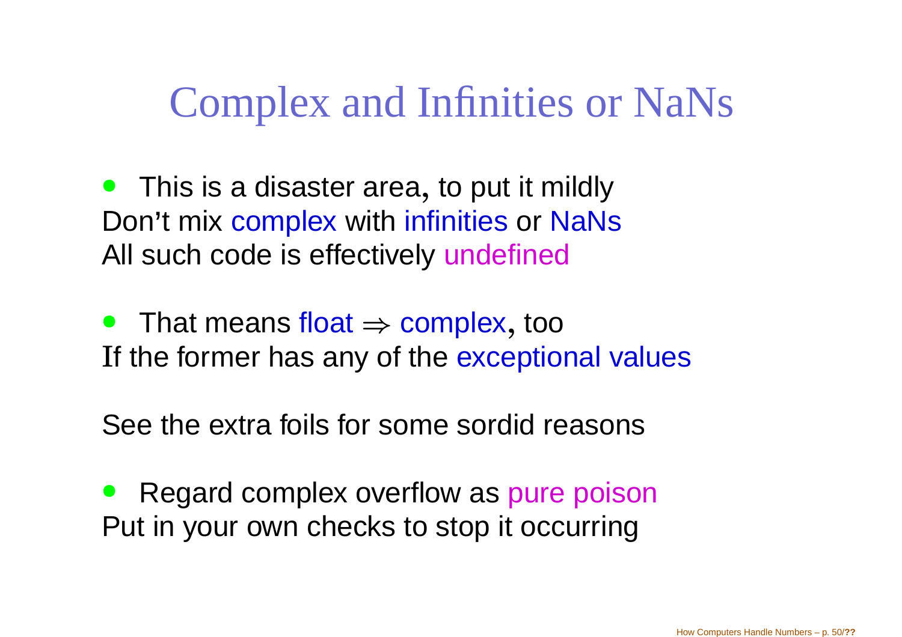# Complex and Infinities or NaNs

- This is a disaster area, to put it mildly
Don't mix complex with infinities or NaNs
All such code is effectively undefined

- That means float $\Rightarrow$ complex, too
If the former has any of the exceptional values

See the extra foils for some sordid reasons

- Regard complex overflow as pure poison
Put in your own checks to stop it occurring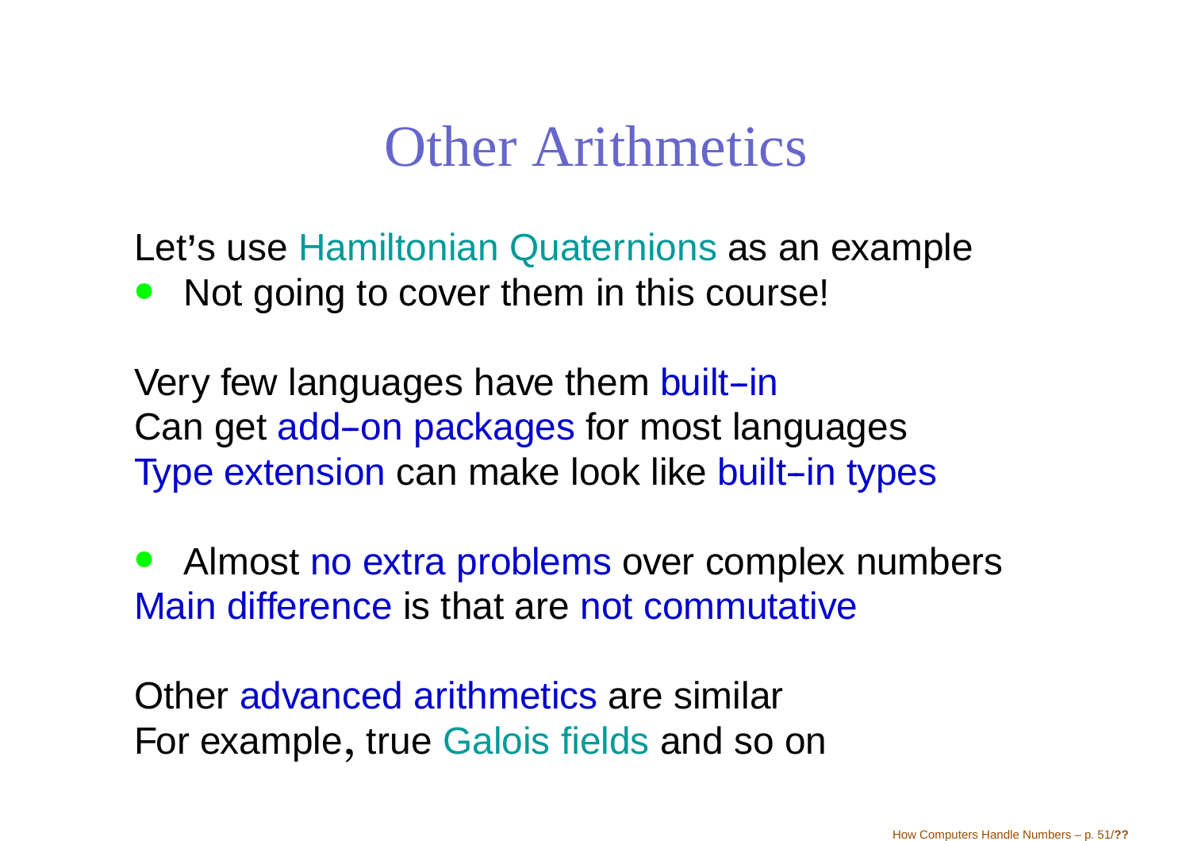# Other Arithmetics

Let's use Hamiltonian Quaternions as an example

- Not going to cover them in this course!

Very few languages have them built–in
Can get add–on packages for most languages
Type extension can make look like built–in types

- Almost no extra problems over complex numbers

Main difference is that are not commutative

Other advanced arithmetics are similar
For example, true Galois fields and so on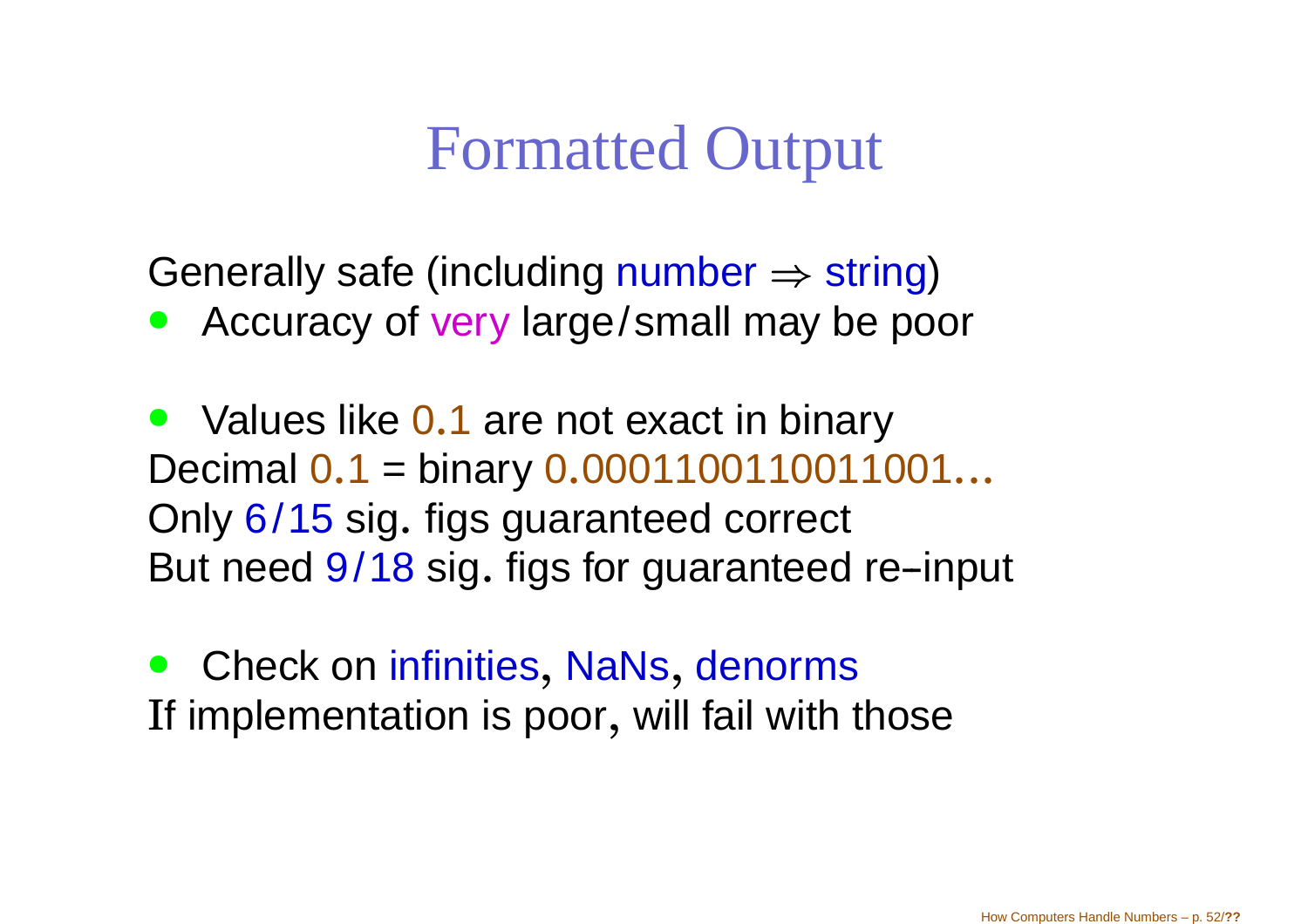# Formatted Output

Generally safe (including number $\Rightarrow$ string)

- Accuracy of very large/small may be poor

- Values like 0.1 are not exact in binary

Decimal 0.1 = binary 0.0001100110011001...
Only 6/15 sig. figs guaranteed correct
But need 9/18 sig. figs for guaranteed re–input

- Check on infinities, NaNs, denorms

If implementation is poor, will fail with those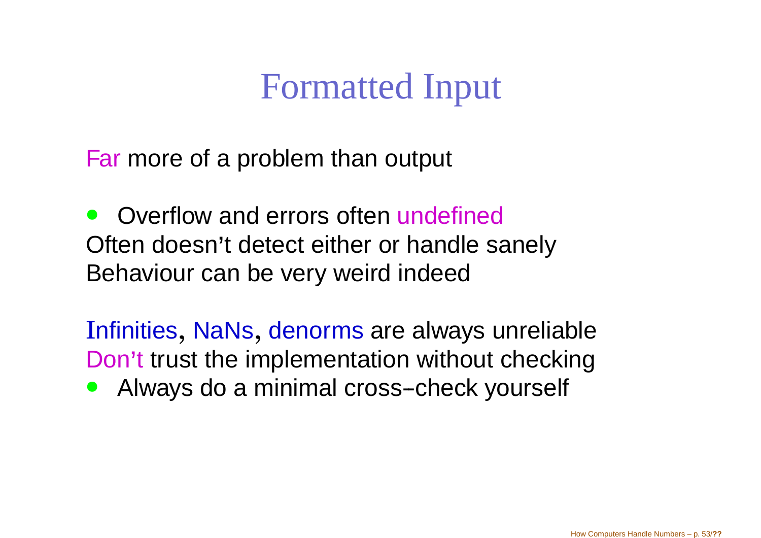# Formatted Input

Far more of a problem than output

- Overflow and errors often undefined

Often doesn't detect either or handle sanely
Behaviour can be very weird indeed

Infinities, NaNs, denorms are always unreliable
Don't trust the implementation without checking

- Always do a minimal cross–check yourself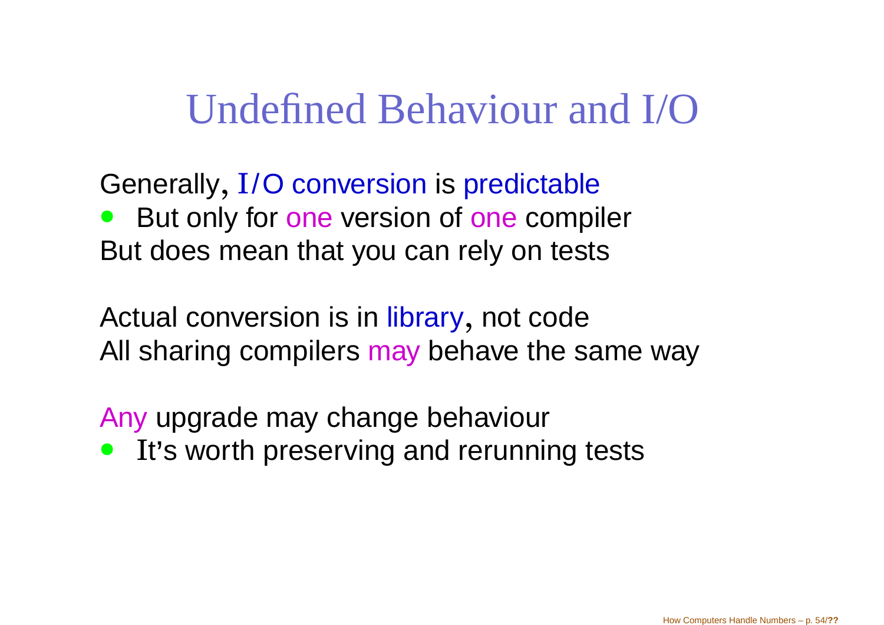# Undefined Behaviour and I/O

Generally, I/O conversion is predictable

- But only for one version of one compiler

But does mean that you can rely on tests

Actual conversion is in library, not code

All sharing compilers may behave the same way

Any upgrade may change behaviour

- It's worth preserving and rerunning tests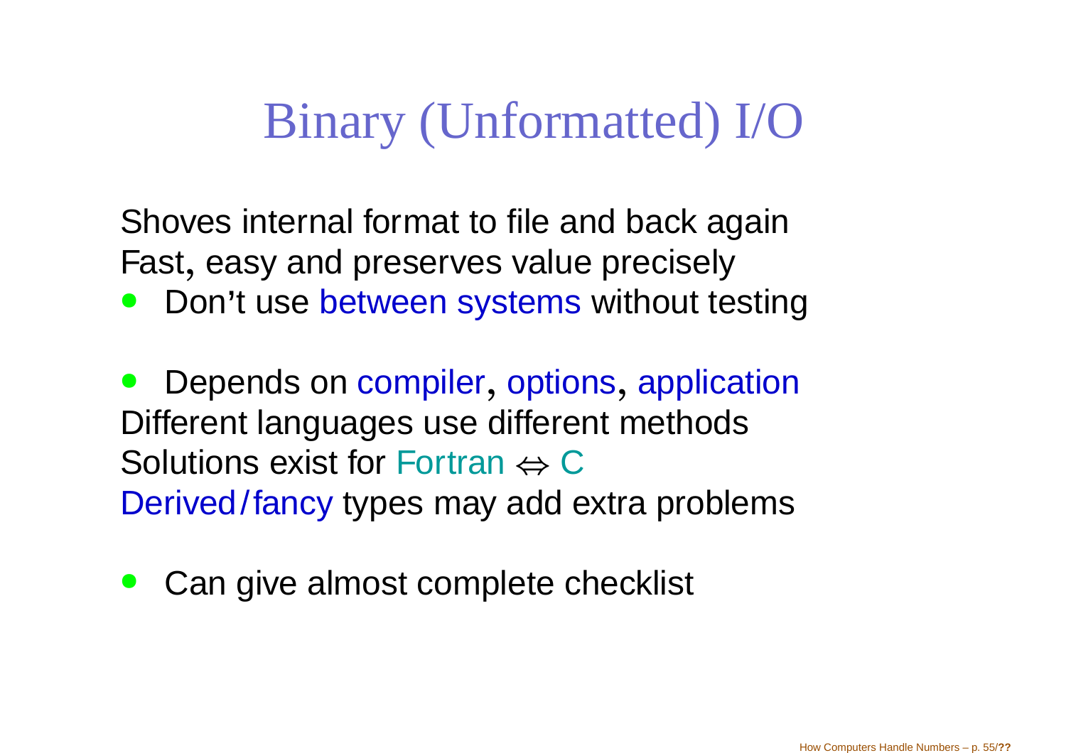# Binary (Unformatted) I/O

Shoves internal format to file and back again
Fast, easy and preserves value precisely

- Don't use between systems without testing

- Depends on compiler, options, application

Different languages use different methods
Solutions exist for Fortran $\Leftrightarrow$ C
Derived/fancy types may add extra problems

- Can give almost complete checklist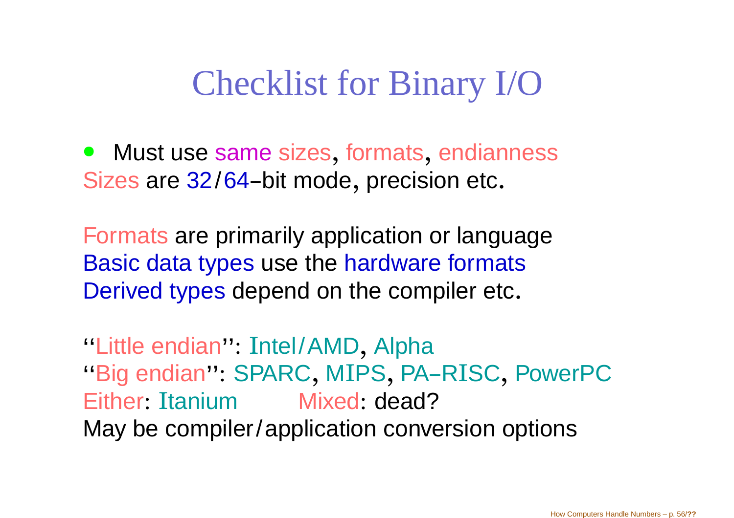# Checklist for Binary I/O

- Must use same sizes, formats, endianness

Sizes are 32/64–bit mode, precision etc.

Formats are primarily application or language
Basic data types use the hardware formats
Derived types depend on the compiler etc.

"Little endian": Intel/AMD, Alpha
"Big endian": SPARC, MIPS, PA–RISC, PowerPC
Either: Itanium Mixed: dead?
May be compiler/application conversion options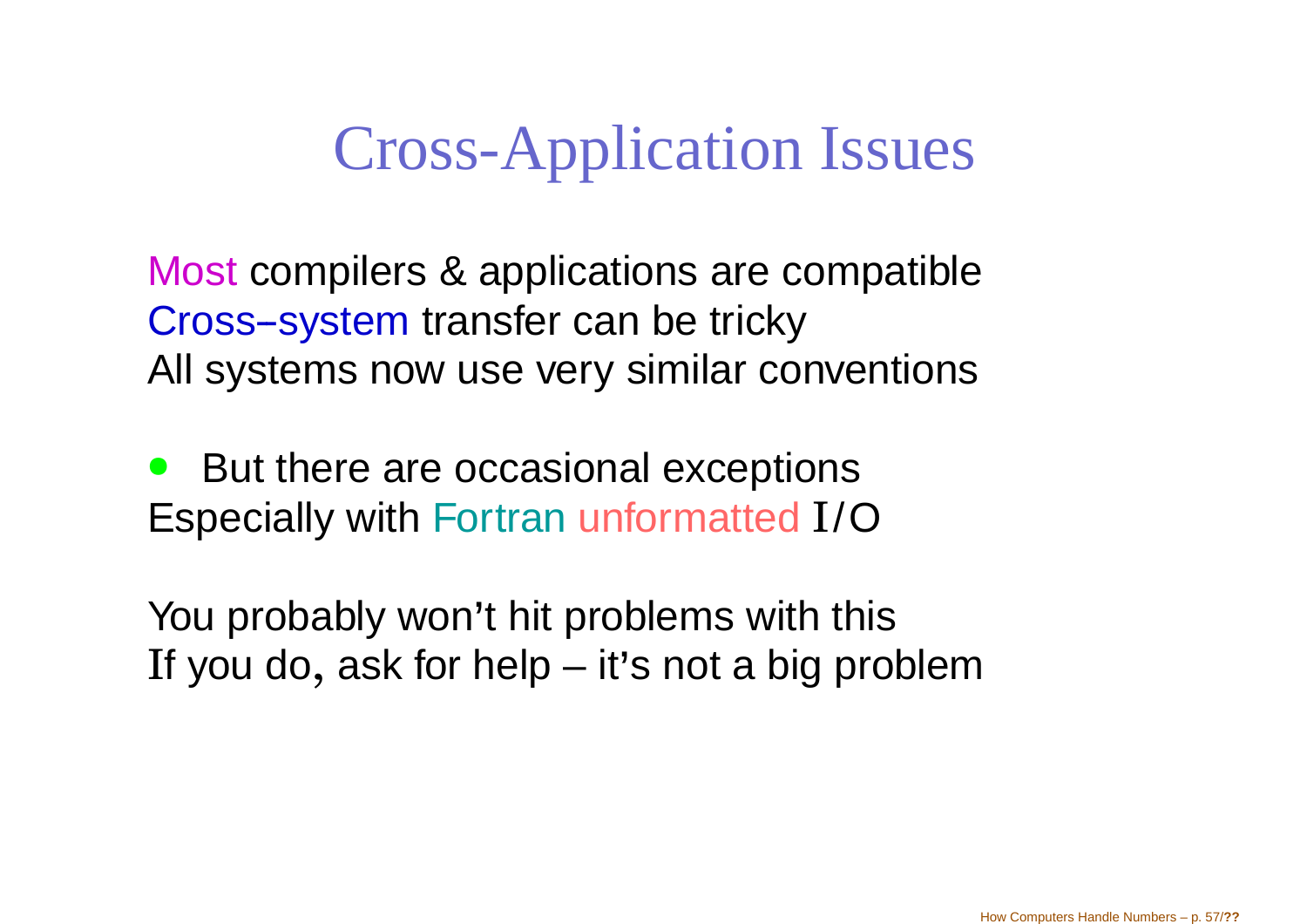# Cross-Application Issues

Most compilers & applications are compatible
Cross–system transfer can be tricky
All systems now use very similar conventions

- But there are occasional exceptions

Especially with Fortran unformatted I/O

You probably won't hit problems with this
If you do, ask for help – it's not a big problem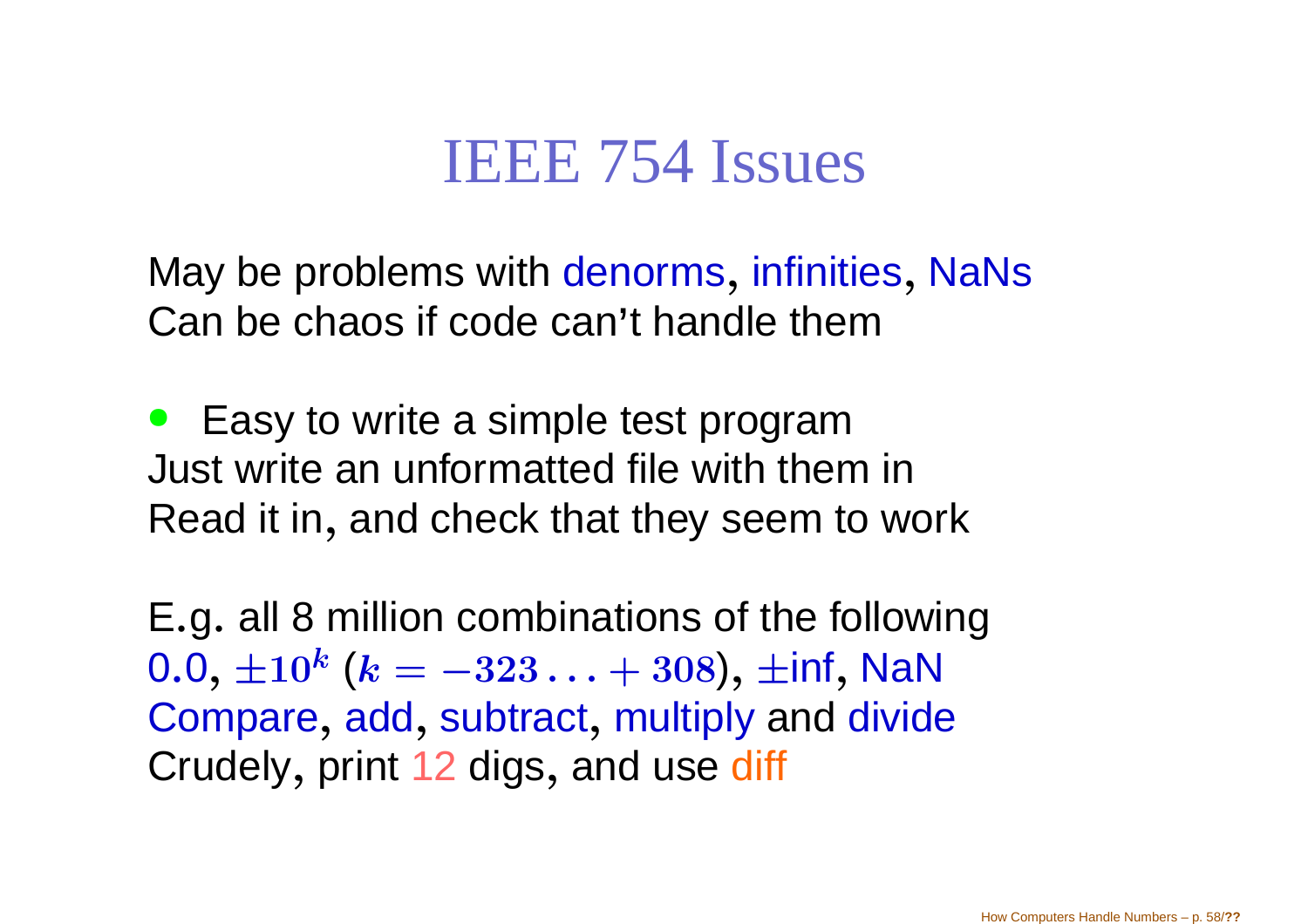# IEEE 754 Issues

May be problems with denorms, infinities, NaNs
Can be chaos if code can't handle them

- Easy to write a simple test program

Just write an unformatted file with them in
Read it in, and check that they seem to work

E.g. all 8 million combinations of the following
0.0, $\pm 10^k$ ($k = -323 \ldots +308$), $\pm$inf, NaN
Compare, add, subtract, multiply and divide
Crudely, print 12 digs, and use diff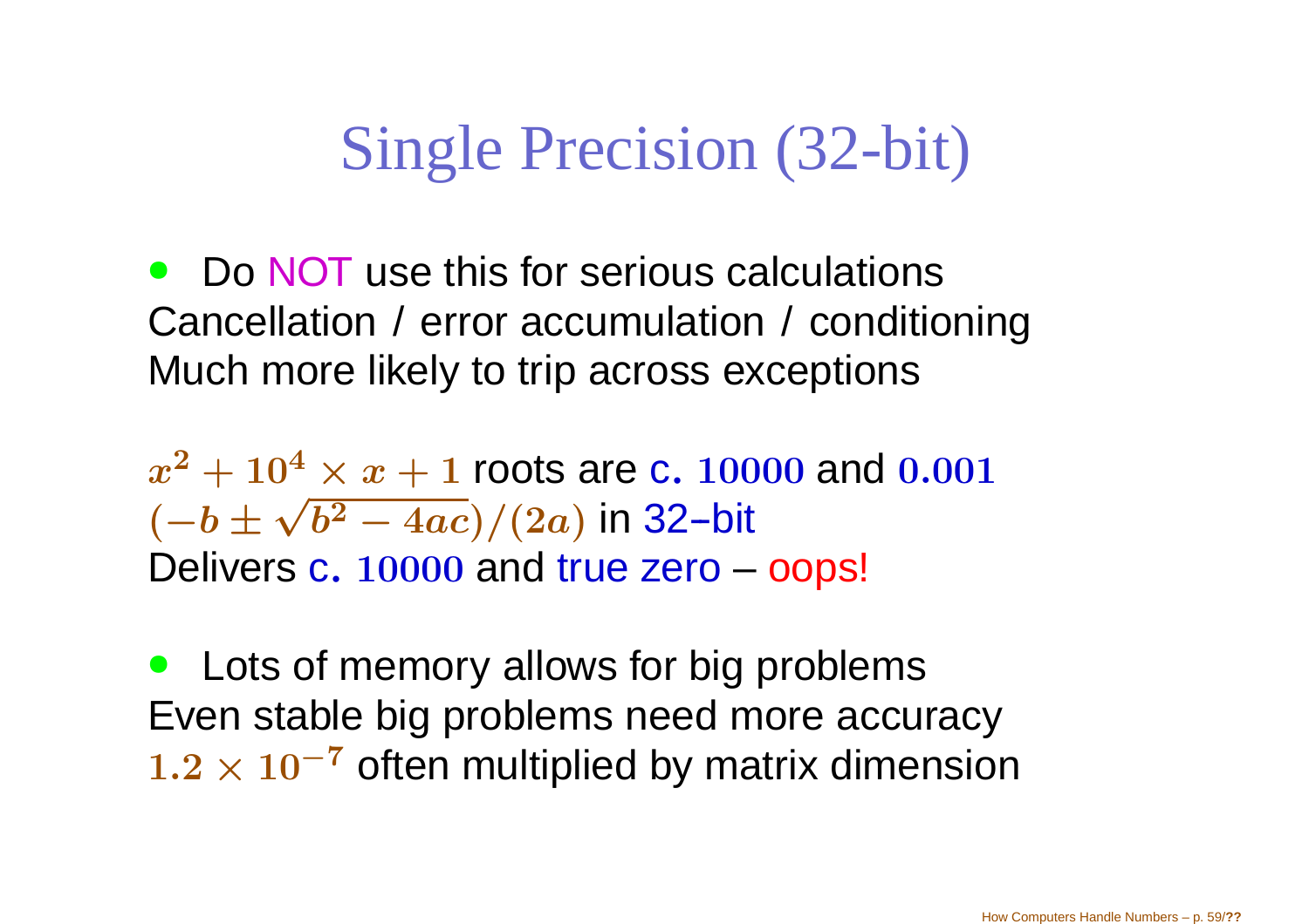# Single Precision (32-bit)

- Do NOT use this for serious calculations
Cancellation / error accumulation / conditioning
Much more likely to trip across exceptions

$x^2 + 10^4 \times x + 1$ roots are c. $10000$ and $0.001$
$(-b \pm \sqrt{b^2 - 4ac})/(2a)$ in 32–bit
Delivers c. $10000$ and true zero – oops!

- Lots of memory allows for big problems
Even stable big problems need more accuracy
$1.2 \times 10^{-7}$ often multiplied by matrix dimension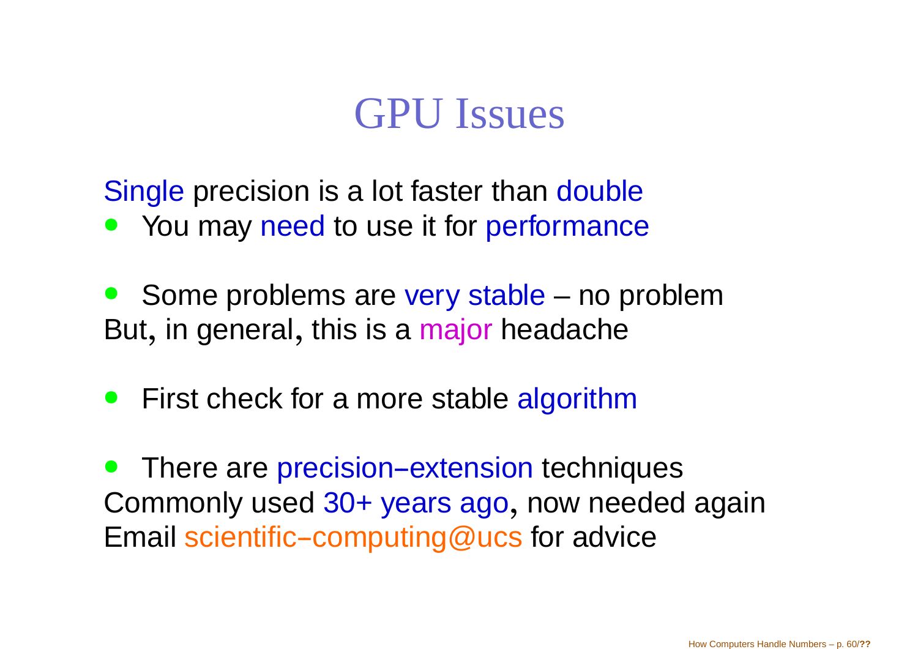# GPU Issues

Single precision is a lot faster than double

- You may need to use it for performance

- Some problems are very stable – no problem

But, in general, this is a major headache

- First check for a more stable algorithm

- There are precision–extension techniques

Commonly used 30+ years ago, now needed again
Email scientific–computing@ucs for advice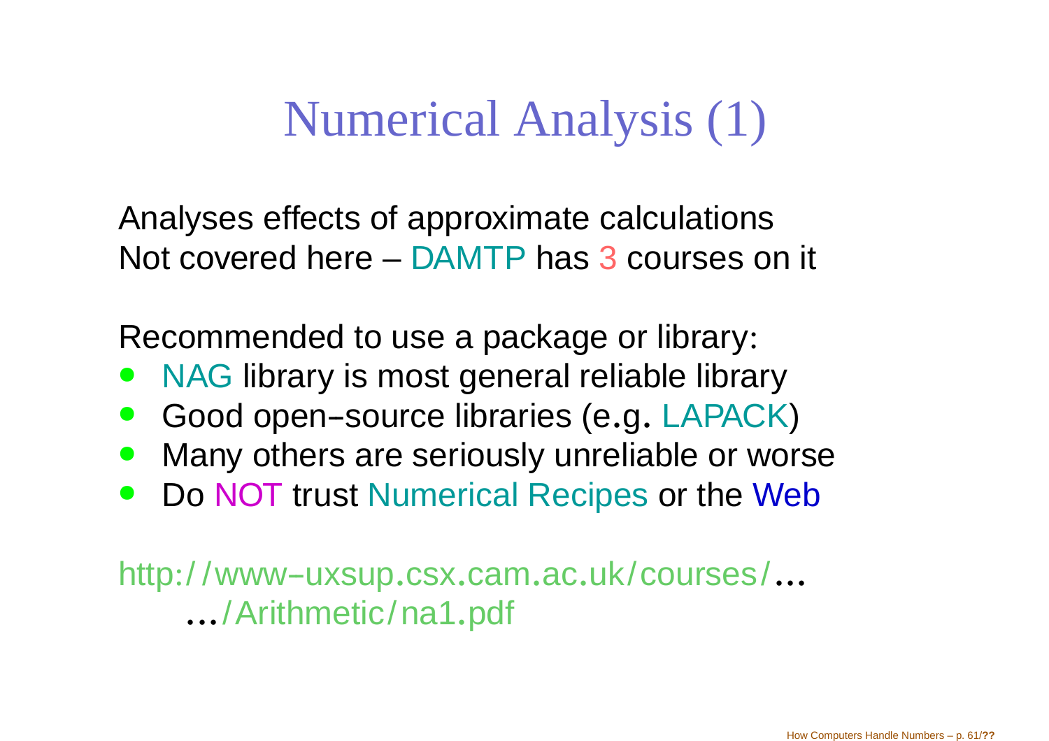# Numerical Analysis (1)

Analyses effects of approximate calculations
Not covered here – DAMTP has 3 courses on it

Recommended to use a package or library:

- NAG library is most general reliable library
- Good open–source libraries (e.g. LAPACK)
- Many others are seriously unreliable or worse
- Do NOT trust Numerical Recipes or the Web

http://www–uxsup.csx.cam.ac.uk/courses/...
...*/Arithmetic/na1.pdf*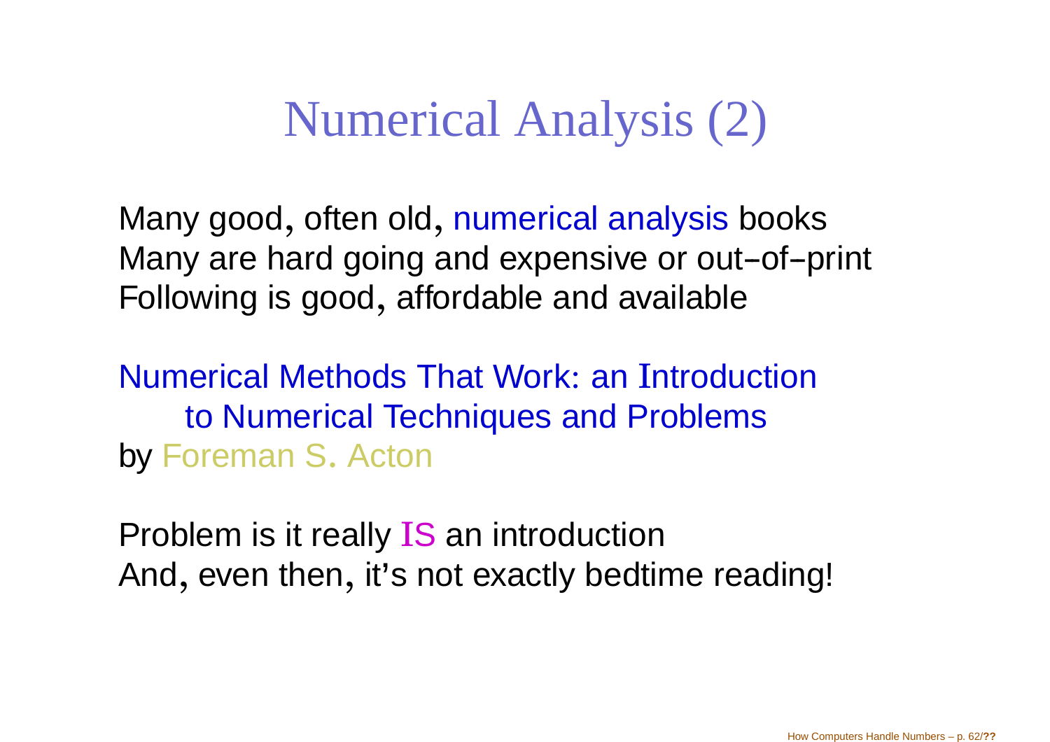# Numerical Analysis (2)

Many good, often old, numerical analysis books
Many are hard going and expensive or out–of–print
Following is good, affordable and available

Numerical Methods That Work: an Introduction
to Numerical Techniques and Problems
by Foreman S. Acton

Problem is it really IS an introduction
And, even then, it's not exactly bedtime reading!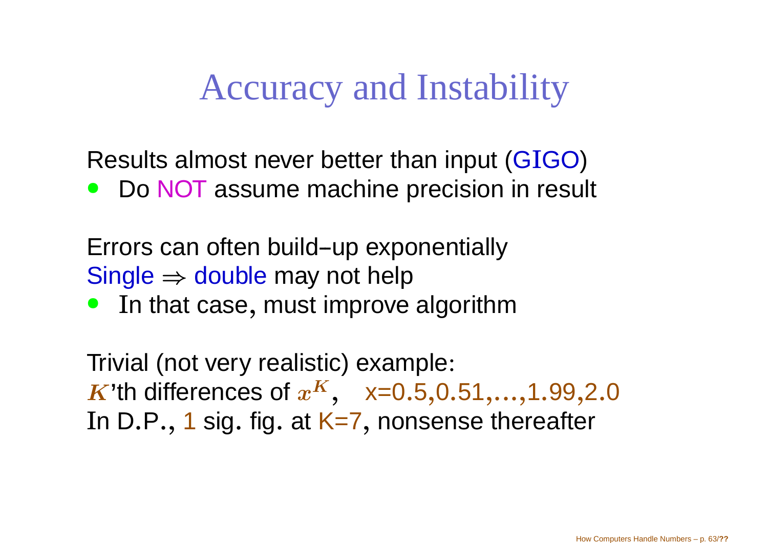# Accuracy and Instability

Results almost never better than input (GIGO)

- Do NOT assume machine precision in result

Errors can often build–up exponentially
Single $\Rightarrow$ double may not help

- In that case, must improve algorithm

Trivial (not very realistic) example:
$K$'th differences of $x^K$,   x=0.5,0.51,...,1.99,2.0
In D.P., 1 sig. fig. at K=7, nonsense thereafter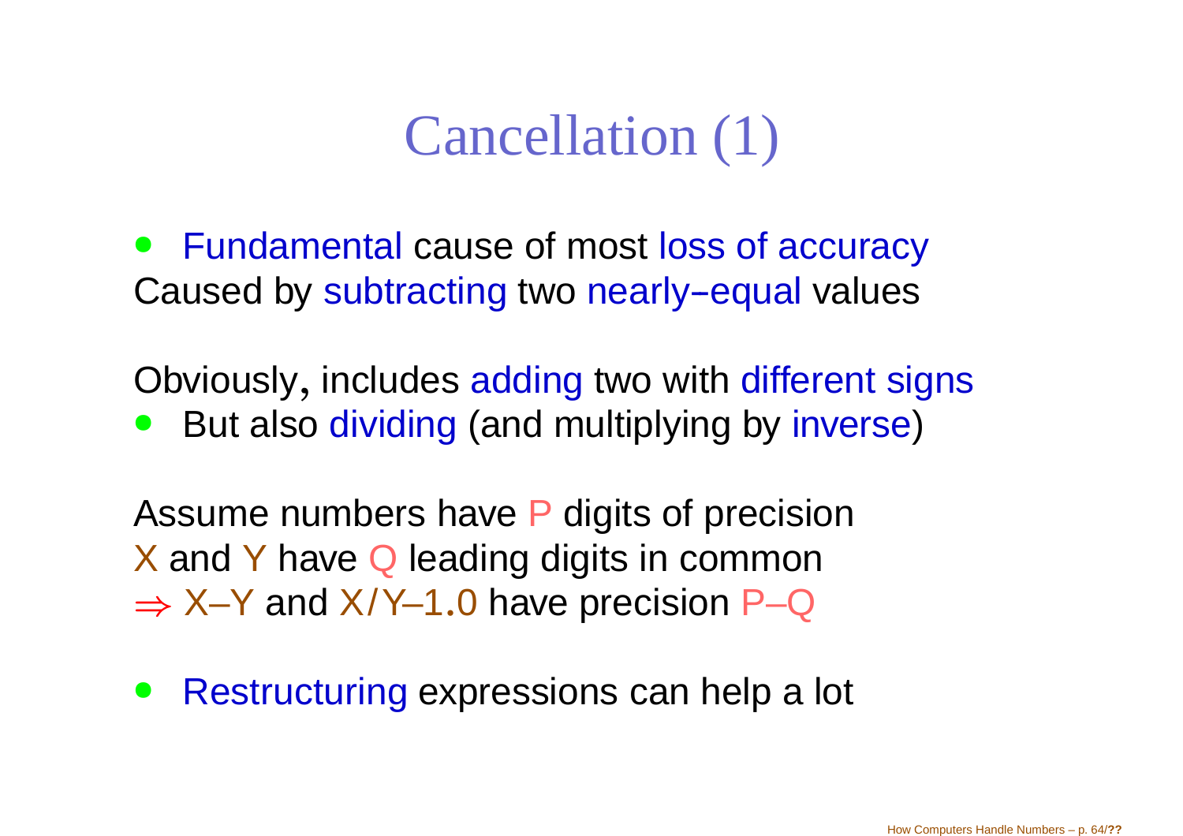# Cancellation (1)

- Fundamental cause of most loss of accuracy

Caused by subtracting two nearly–equal values

Obviously, includes adding two with different signs

- But also dividing (and multiplying by inverse)

Assume numbers have P digits of precision
X and Y have Q leading digits in common
⇒ X–Y and X/Y–1.0 have precision P–Q

- Restructuring expressions can help a lot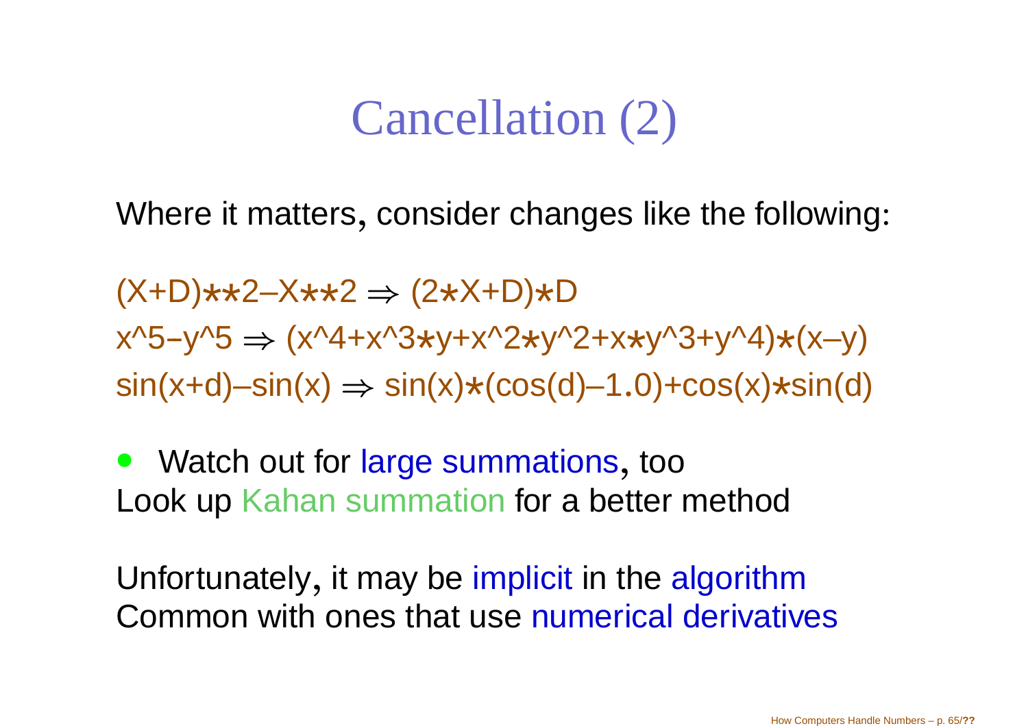# Cancellation (2)

Where it matters, consider changes like the following:

```
(X+D)**2–X**2 ⇒ (2*X+D)*D
x^5–y^5 ⇒ (x^4+x^3*y+x^2*y^2+x*y^3+y^4)*(x–y)
sin(x+d)–sin(x) ⇒ sin(x)*(cos(d)–1.0)+cos(x)*sin(d)
```

- Watch out for large summations, too

Look up Kahan summation for a better method

Unfortunately, it may be implicit in the algorithm
Common with ones that use numerical derivatives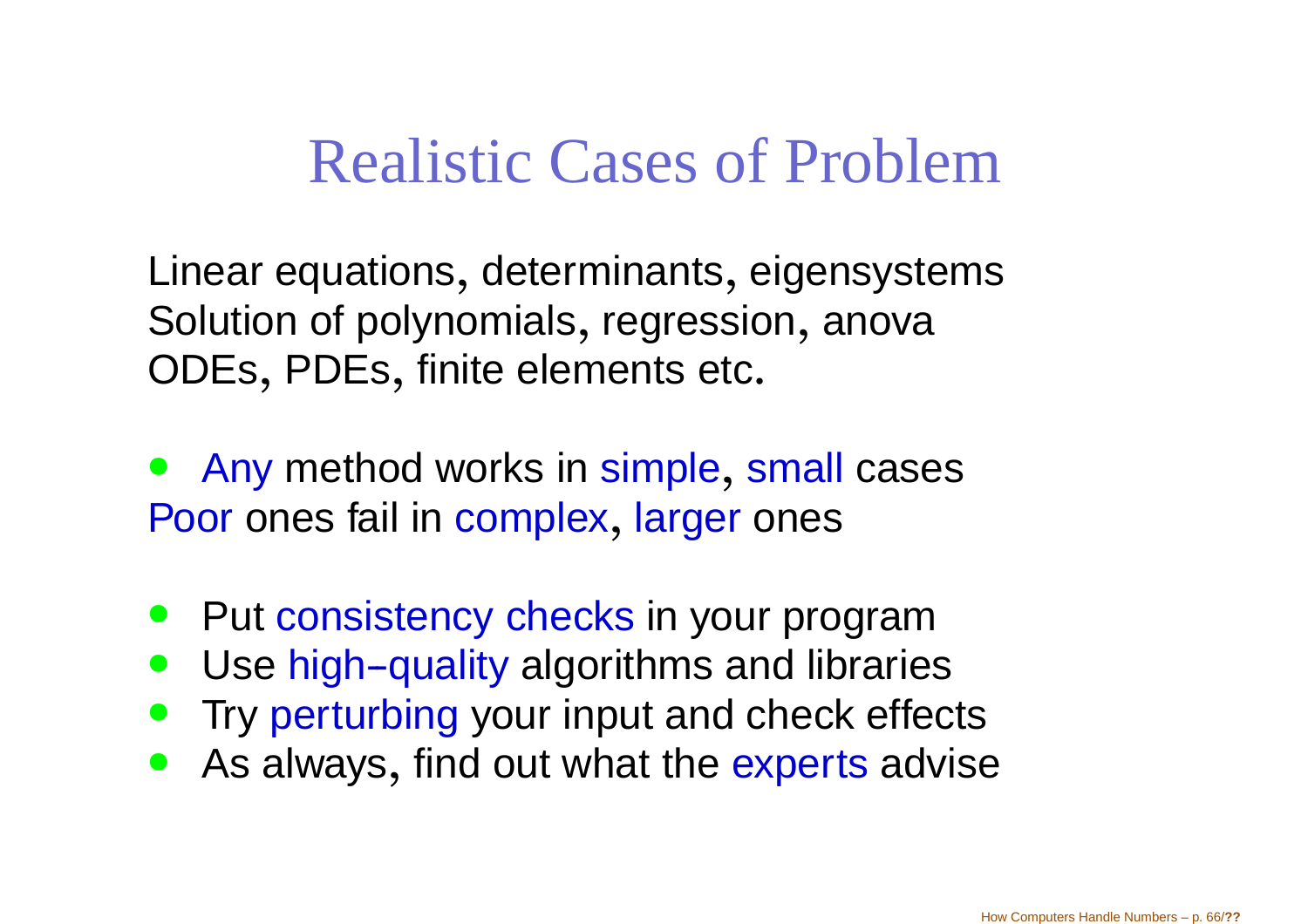# Realistic Cases of Problem

Linear equations, determinants, eigensystems
Solution of polynomials, regression, anova
ODEs, PDEs, finite elements etc.

- Any method works in simple, small cases
Poor ones fail in complex, larger ones

- Put consistency checks in your program
- Use high–quality algorithms and libraries
- Try perturbing your input and check effects
- As always, find out what the experts advise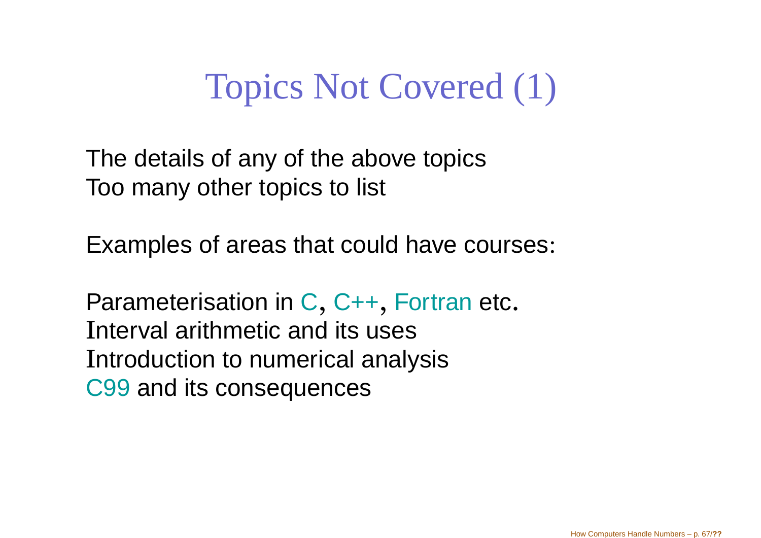# Topics Not Covered (1)

The details of any of the above topics
Too many other topics to list

Examples of areas that could have courses:

Parameterisation in C, C++, Fortran etc.
Interval arithmetic and its uses
Introduction to numerical analysis
C99 and its consequences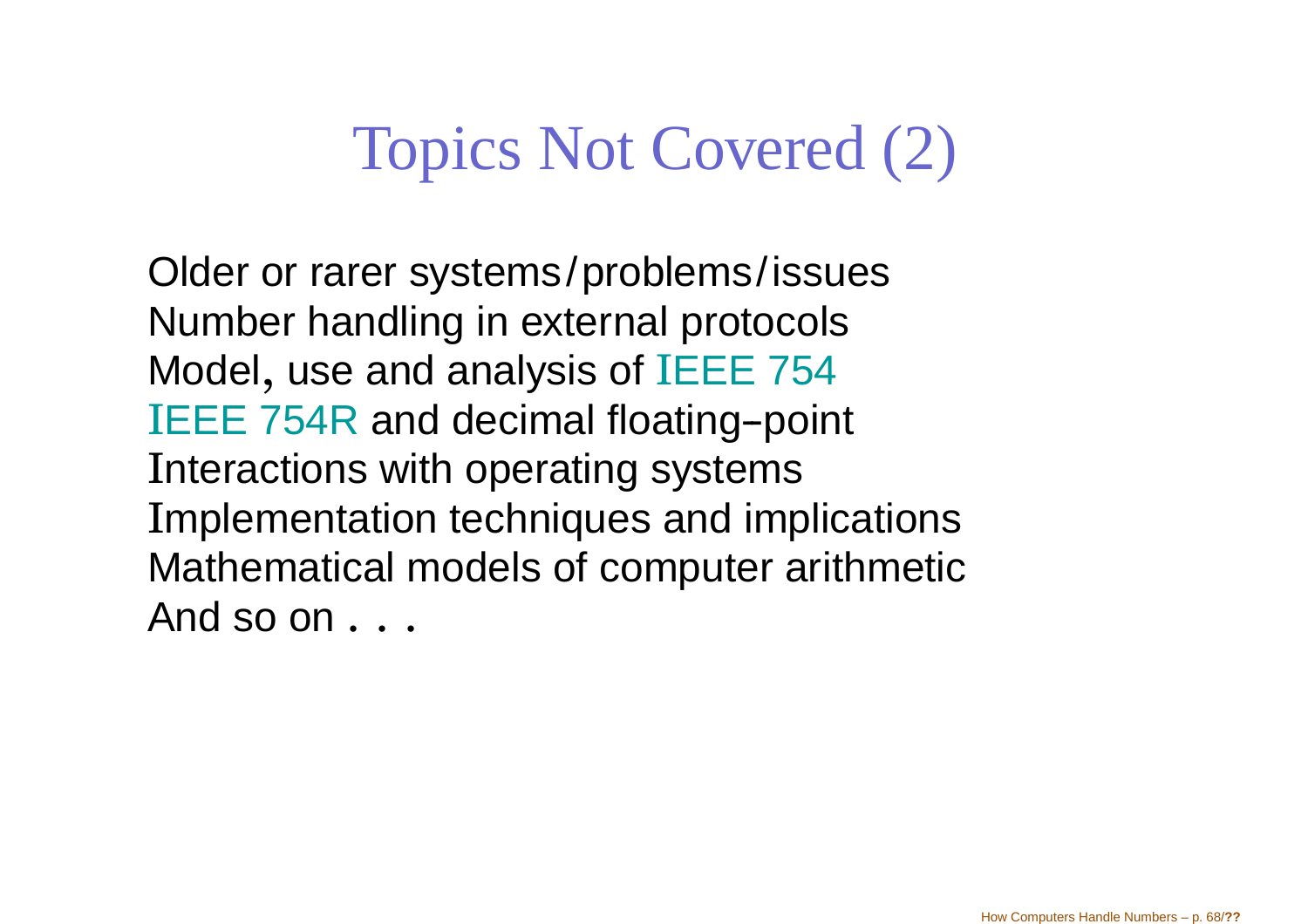# Topics Not Covered (2)

Older or rarer systems/problems/issues
Number handling in external protocols
Model, use and analysis of IEEE 754
IEEE 754R and decimal floating–point
Interactions with operating systems
Implementation techniques and implications
Mathematical models of computer arithmetic
And so on . . .